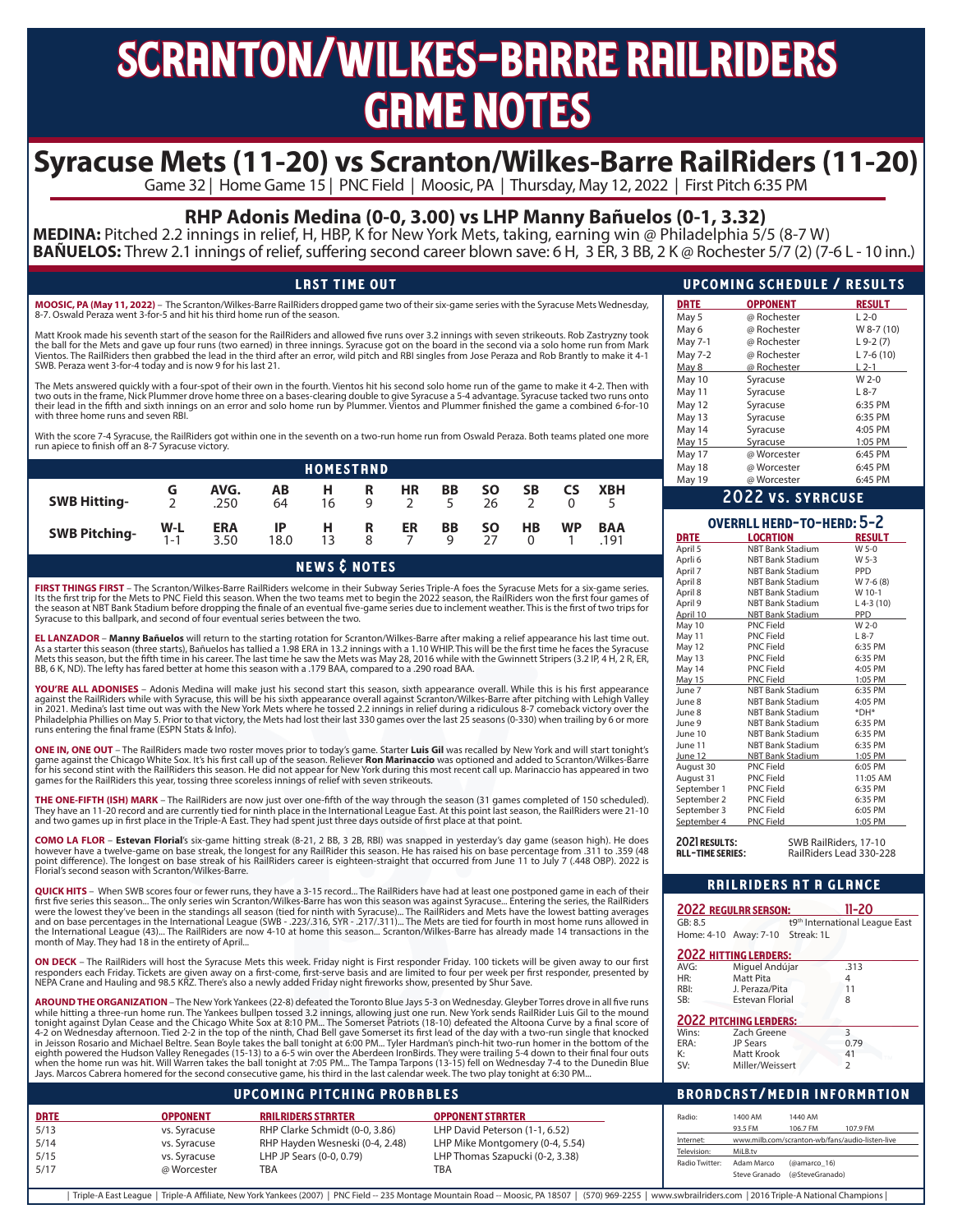# SCRANTON/WILKES-BARRE RAILRIDERS GAME NOTES

## Syracuse Mets (11-20) vs Scranton/Wilkes-Barre RailRiders (11-20)

Game 32 | Home Game 15 | PNC Field | Moosic, PA | Thursday, May 12, 2022 | First Pitch 6:35 PM

### RHP Adonis Medina (0-0, 3.00) vs LHP Manny Bañuelos (0-1, 3.32)

**MEDINA:** Pitched 2.2 innings in relief, H, HBP, K for New York Mets, taking, earning win @ Philadelphia 5/5 (8-7 W)

**BAÑUELOS:** Threw 2.1 innings of relief, suffering second career blown save: 6 H, 3 ER, 3 BB, 2 K @ Rochester 5/7 (2) (7-6 L - 10 inn.)

## LAST TIME OUT

**MOOSIC, PA (May 11, 2022)** – The Scranton/Wilkes-Barre RailRiders dropped game two of their six-game series with the Syracuse Mets Wednesday, 8-7. Oswald Peraza went 3-for-5 and hit his third home run of the season.

Matt Krook made his seventh start of the season for the RailRiders and allowed five runs over 3.2 innings with seven strikeouts. Rob Zastryzny took the ball for the Mets and gave up four runs (two earned) in three innings. Syracuse got on the board in the second via a solo home run from Mark Vientos. The RailRiders then grabbed the lead in the third after an error, wild pitch and RBI singles from Jose Peraza and Rob Brantly to make it 4-1 SWB. Peraza went 3-for-4 today and is now 9 for his last 21.

The Mets answered quickly with a four-spot of their own in the fourth. Vientos hit his second solo home run of the game to make it 4-2. Then with two outs in the frame, Nick Plummer drove home three on a bases-clearing double to give Syracuse a 5-4 advantage. Syracuse tacked two runs onto their lead in the fifth and sixth innings on an error and solo home run by Plummer. Vientos and Plummer finished the game a combined 6-for-10 with three home runs and seven RBI.

With the score 7-4 Syracuse, the RailRiders got within one in the seventh on a two-run home run from Oswald Peraza. Both teams plated one more run apiece to finish off an 8-7 Syracuse victory.

## HOMESTAND

| SWB Hitting- | G | AVG. | AB | H | R | HR | BB | SO | SB | CS | XBH |
|---|---|---|---|---|---|---|---|---|---|---|---|
| | 2 | .250 | 64 | 16 | 9 | 2 | 5 | 26 | 2 | 0 | 5 |

| SWB Pitching- | W-L | ERA | IP | H | R | ER | BB | SO | HB | WP | BAA |
|---|---|---|---|---|---|---|---|---|---|---|---|
| | 1-1 | 3.50 | 18.0 | 13 | 8 | 7 | 9 | 27 | 0 | 1 | .191 |

## NEWS & NOTES

**FIRST THINGS FIRST** – The Scranton/Wilkes-Barre RailRiders welcome in their Subway Series Triple-A foes the Syracuse Mets for a six-game series. Its the first trip for the Mets to PNC Field this season. When the two teams met to begin the 2022 season, the RailRiders won the first four games of the season at NBT Bank Stadium before dropping the finale of an eventual five-game series due to inclement weather. This is the first of two trips for Syracuse to this ballpark, and second of four eventual series between the two.

**EL LANZADOR** – **Manny Bañuelos** will return to the starting rotation for Scranton/Wilkes-Barre after making a relief appearance his last time out. As a starter this season (three starts), Bañuelos has tallied a 1.98 ERA in 13.2 innings with a 1.10 WHIP. This will be the first time he faces the Syracuse Mets this season, but the fifth time in his career. The last time he saw the Mets was May 28, 2016 while with the Gwinnett Stripers (3.2 IP, 4 H, 2 R, ER, BB, 6 K, ND). The lefty has fared better at home this season with a .179 BAA, compared to a .290 road BAA.

**YOU'RE ALL ADONISES** – Adonis Medina will make just his second start this season, sixth appearance overall. While this is his first appearance against the RailRiders while with Syracuse, this will be his sixth appearance overall against Scranton/Wilkes-Barre after pitching with Lehigh Valley in 2021. Medina's last time out was with the New York Mets where he tossed 2.2 innings in relief during a ridiculous 8-7 comeback victory over the Philadelphia Phillies on May 5. Prior to that victory, the Mets had lost their last 330 games over the last 25 seasons (0-330) when trailing by 6 or more runs entering the final frame (ESPN Stats & Info).

**ONE IN, ONE OUT** – The RailRiders made two roster moves prior to today's game. Starter **Luis Gil** was recalled by New York and will start tonight's game against the Chicago White Sox. It's his first call up of the season. Reliever **Ron Marinaccio** was optioned and added to Scranton/Wilkes-Barre for his second stint with the RailRiders this season. He did not appear for New York during this most recent call up. Marinaccio has appeared in two games for the RailRiders this year, tossing three scoreless innings of relief with seven strikeouts.

**THE ONE-FIFTH (ISH) MARK** – The RailRiders are now just over one-fifth of the way through the season (31 games completed of 150 scheduled). They have an 11-20 record and are currently tied for ninth place in the International League East. At this point last season, the RailRiders were 21-10 and two games up in first place in the Triple-A East. They had spent just three days outside of first place at that point.

**COMO LA FLOR** – **Estevan Florial**'s six-game hitting streak (8-21, 2 BB, 3 2B, RBI) was snapped in yesterday's day game (season high). He does however have a twelve-game on base streak, the longest for any RailRider this season. He has raised his on base percentage from .311 to .359 (48 point difference). The longest on base streak of his RailRiders career is eighteen-straight that occurred from June 11 to July 7 (.448 OBP). 2022 is Florial's second season with Scranton/Wilkes-Barre.

**QUICK HITS** – When SWB scores four or fewer runs, they have a 3-15 record... The RailRiders have had at least one postponed game in each of their first five series this season... The only series win Scranton/Wilkes-Barre has won this season was against Syracuse... Entering the series, the RailRiders were the lowest they've been in the standings all season (tied for ninth with Syracuse)... The RailRiders and Mets have the lowest batting averages and on base percentages in the International League (SWB - .223/.316, SYR - .217/.311)... The Mets are tied for fourth in most home runs allowed in the International League (43)... The RailRiders are now 4-10 at home this season... Scranton/Wilkes-Barre has already made 14 transactions in the month of May. They had 18 in the entirety of April...

**ON DECK** – The RailRiders will host the Syracuse Mets this week. Friday night is First responder Friday. 100 tickets will be given away to our first responders each Friday. Tickets are given away on a first-come, first-serve basis and are limited to four per week per first responder, presented by NEPA Crane and Hauling and 98.5 KRZ. There's also a newly added Friday night fireworks show, presented by Shur Save.

**AROUND THE ORGANIZATION** – The New York Yankees (22-8) defeated the Toronto Blue Jays 5-3 on Wednesday. Gleyber Torres drove in all five runs while hitting a three-run home run. The Yankees bullpen tossed 3.2 innings, allowing just one run. New York sends RailRider Luis Gil to the mound tonight against Dylan Cease and the Chicago White Sox at 8:10 PM... The Somerset Patriots (18-10) defeated the Altoona Curve by a final score of 4-2 on Wednesday afternoon. Tied 2-2 in the top of the ninth, Chad Bell gave Somerset its first lead of the day with a two-run single that knocked in Jeisson Rosario and Michael Beltre. Sean Boyle takes the ball tonight at 6:00 PM... Tyler Hardman's pinch-hit two-run homer in the bottom of the eighth powered the Hudson Valley Renegades (15-13) to a 6-5 win over the Aberdeen IronBirds. They were trailing 5-4 down to their final four outs when the home run was hit. Will Warren takes the ball tonight at 7:05 PM... The Tampa Tarpons (13-15) fell on Wednesday 7-4 to the Dunedin Blue Jays. Marcos Cabrera homered for the second consecutive game, his third in the last calendar week. The two play tonight at 6:30 PM...

## UPCOMING PITCHING PROBABLES

| DATE | OPPONENT | RAILRIDERS STARTER | OPPONENT STARTER |
|---|---|---|---|
| 5/13 | vs. Syracuse | RHP Clarke Schmidt (0-0, 3.86) | LHP David Peterson (1-1, 6.52) |
| 5/14 | vs. Syracuse | RHP Hayden Wesneski (0-4, 2.48) | LHP Mike Montgomery (0-4, 5.54) |
| 5/15 | vs. Syracuse | LHP JP Sears (0-0, 0.79) | LHP Thomas Szapucki (0-2, 3.38) |
| 5/17 | @ Worcester | TBA | TBA |

## UPCOMING SCHEDULE / RESULTS

| DATE | OPPONENT | RESULT |
|---|---|---|
| May 5 | @ Rochester | L 2-0 |
| May 6 | @ Rochester | W 8-7 (10) |
| May 7-1 | @ Rochester | L 9-2 (7) |
| May 7-2 | @ Rochester | L 7-6 (10) |
| May 8 | @ Rochester | L 2-1 |
| May 10 | Syracuse | W 2-0 |
| May 11 | Syracuse | L 8-7 |
| May 12 | Syracuse | 6:35 PM |
| May 13 | Syracuse | 6:35 PM |
| May 14 | Syracuse | 4:05 PM |
| May 15 | Syracuse | 1:05 PM |
| May 17 | @ Worcester | 6:45 PM |
| May 18 | @ Worcester | 6:45 PM |
| May 19 | @ Worcester | 6:45 PM |

## 2022 VS. SYRACUSE

### OVERALL HEAD-TO-HEAD: 5-2

| DATE | LOCATION | RESULT |
|---|---|---|
| April 5 | NBT Bank Stadium | W 5-0 |
| Aprli 6 | NBT Bank Stadium | W 5-3 |
| April 7 | NBT Bank Stadium | PPD |
| April 8 | NBT Bank Stadium | W 7-6 (8) |
| April 8 | NBT Bank Stadium | W 10-1 |
| April 9 | NBT Bank Stadium | L 4-3 (10) |
| April 10 | NBT Bank Stadium | PPD |
| May 10 | PNC Field | W 2-0 |
| May 11 | PNC Field | L 8-7 |
| May 12 | PNC Field | 6:35 PM |
| May 13 | PNC Field | 6:35 PM |
| May 14 | PNC Field | 4:05 PM |
| May 15 | PNC Field | 1:05 PM |
| June 7 | NBT Bank Stadium | 6:35 PM |
| June 8 | NBT Bank Stadium | 4:05 PM |
| June 8 | NBT Bank Stadium | *DH* |
| June 9 | NBT Bank Stadium | 6:35 PM |
| June 10 | NBT Bank Stadium | 6:35 PM |
| June 11 | NBT Bank Stadium | 6:35 PM |
| June 12 | NBT Bank Stadium | 1:05 PM |
| August 30 | PNC Field | 6:05 PM |
| August 31 | PNC Field | 11:05 AM |
| September 1 | PNC Field | 6:35 PM |
| September 2 | PNC Field | 6:35 PM |
| September 3 | PNC Field | 6:05 PM |
| September 4 | PNC Field | 1:05 PM |

**2021 RESULTS:** SWB RailRiders, 17-10

**ALL-TIME SERIES:** RailRiders Lead 330-228

## RAILRIDERS AT A GLANCE

**2022 REGULAR SEASON: 11-20**

GB: 8.5 — t9th International League East

Home: 4-10 Away: 7-10 Streak: 1L

**2022 HITTING LEADERS:**

| | | |
|---|---|---|
| AVG: | Miguel Andújar | .313 |
| HR: | Matt Pita | 4 |
| RBI: | J. Peraza/Pita | 11 |
| SB: | Estevan Florial | 8 |

**2022 PITCHING LEADERS:**

| | | |
|---|---|---|
| Wins: | Zach Greene | 3 |
| ERA: | JP Sears | 0.79 |
| K: | Matt Krook | 41 |
| SV: | Miller/Weissert | 2 |

## BROADCAST/MEDIA INFORMATION

| | | | |
|---|---|---|---|
| Radio: | 1400 AM | 1440 AM | |
| | 93.5 FM | 106.7 FM | 107.9 FM |
| Internet: | www.milb.com/scranton-wb/fans/audio-listen-live | | |
| Television: | MiLB.tv | | |
| Radio Twitter: | Adam Marco | (@amarco_16) | |
| | Steve Granado | (@SteveGranado) | |

| Triple-A East League | Triple-A Affiliate, New York Yankees (2007) | PNC Field -- 235 Montage Mountain Road -- Moosic, PA 18507 | (570) 969-2255 | www.swbrailriders.com | 2016 Triple-A National Champions |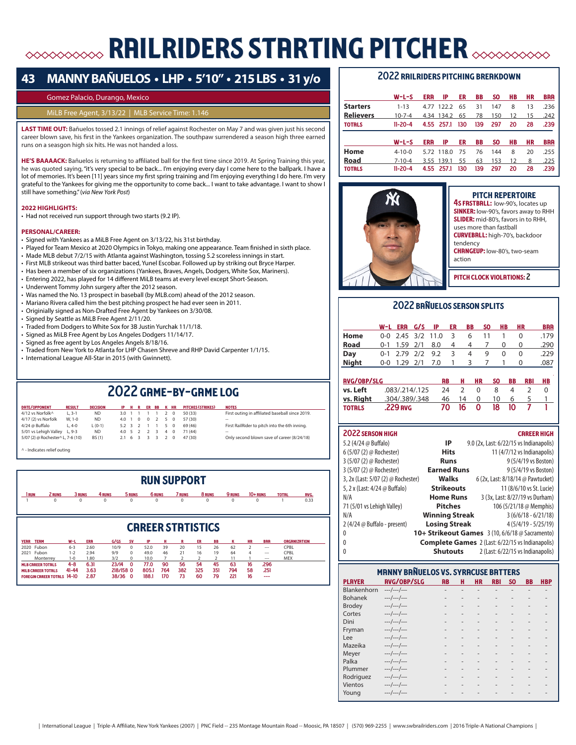# RAILRIDERS STARTING PITCHER

## 43 MANNY BAÑUELOS • LHP • 5'10" • 215 LBS • 31 y/o

Gomez Palacio, Durango, Mexico

MiLB Free Agent, 3/13/22 | MLB Service Time: 1.146

**LAST TIME OUT:** Bañuelos tossed 2.1 innings of relief against Rochester on May 7 and was given just his second career blown save, his first in the Yankees organization. The southpaw surrendered a season high three earned runs on a seagson high six hits. He was not handed a loss.

**HE'S BAAAACK:** Bañuelos is returning to affiliated ball for the first time since 2019. At Spring Training this year, he was quoted saying, "it's very special to be back... I'm enjoying every day I come here to the ballpark. I have a lot of memories. It's been [11] years since my first spring training and I'm enjoying everything I do here. I'm very grateful to the Yankees for giving me the opportunity to come back... I want to take advantage. I want to show I still have something." (*via New York Post*)

**2022 HIGHLIGHTS:**
- Had not received run support through two starts (9.2 IP).

**PERSONAL/CAREER:**
- Signed with Yankees as a MiLB Free Agent on 3/13/22, his 31st birthday.
- Played for Team Mexico at 2020 Olympics in Tokyo, making one appearance. Team finished in sixth place.
- Made MLB debut 7/2/15 with Atlanta against Washington, tossing 5.2 scoreless innings in start.
- First MLB strikeout was third batter baced, Yunel Escobar. Followed up by striking out Bryce Harper.
- Has been a member of six organizations (Yankees, Braves, Angels, Dodgers, White Sox, Mariners).
- Entering 2022, has played for 14 different MiLB teams at every level except Short-Season.
- Underwent Tommy John surgery after the 2012 season.
- Was named the No. 13 prospect in baseball (by MLB.com) ahead of the 2012 season.
- Mariano Rivera called him the best pitching prospect he had ever seen in 2011.
- Originially signed as Non-Drafted Free Agent by Yankees on 3/30/08.
- Signed by Seattle as MiLB Free Agent 2/11/20.
- Traded from Dodgers to White Sox for 3B Justin Yurchak 11/1/18.
- Signed as MiLB Free Agent by Los Angeles Dodgers 11/14/17.
- Signed as free agent by Los Angeles Angels 8/18/16.
- Traded from New York to Atlanta for LHP Chasen Shreve and RHP David Carpenter 1/1/15.
- International League All-Star in 2015 (with Gwinnett).

## 2022 RAILRIDERS PITCHING BREAKDOWN

| | W-L-S | ERA | IP | ER | BB | SO | HB | HR | BAA |
|---|---|---|---|---|---|---|---|---|---|
| Starters | 1-13 | 4.77 | 122.2 | 65 | 31 | 147 | 8 | 13 | .236 |
| Relievers | 10-7-4 | 4.34 | 134.2 | 65 | 78 | 150 | 12 | 15 | .242 |
| TOTALS | 11-20-4 | 4.55 | 257.1 | 130 | 139 | 297 | 20 | 28 | .239 |

| | W-L-S | ERA | IP | ER | BB | SO | HB | HR | BAA |
|---|---|---|---|---|---|---|---|---|---|
| Home | 4-10-0 | 5.72 | 118.0 | 75 | 76 | 144 | 8 | 20 | .255 |
| Road | 7-10-4 | 3.55 | 139.1 | 55 | 63 | 153 | 12 | 8 | .225 |
| TOTALS | 11-20-4 | 4.55 | 257.1 | 130 | 139 | 297 | 20 | 28 | .239 |

### PITCH REPERTOIRE

**4S FASTBALL:** low-90's, locates up
**SINKER:** low-90's, favors away to RHH
**SLIDER:** mid-80's, favors in to RHH, uses more than fastball
**CURVEBALL:** high-70's, backdoor tendency
**CHANGEUP:** low-80's, two-seam action

**PITCH CLOCK VIOLATIONS:** 2

## 2022 GAME-BY-GAME LOG

| DATE/OPPONENT | RESULT | DECISION | IP | H | R | ER | BB | K | HR | PITCHES (STRIKES) | NOTES |
|---|---|---|---|---|---|---|---|---|---|---|---|
| 4/12 vs Norfolk^ | L, 3-1 | ND | 3.0 | 1 | 1 | 1 | 1 | 2 | 0 | 50 (33) | First outing in affiliated baseball since 2019. |
| 4/17 (2) vs Norfolk | W, 1-0 | ND | 4.0 | 1 | 0 | 0 | 2 | 5 | 0 | 57 (30) | -- |
| 4/24 @ Buffalo | L, 4-0 | L (0-1) | 5.2 | 3 | 2 | 1 | 1 | 5 | 0 | 69 (46) | First RailRider to pitch into the 6th inning. |
| 5/01 vs Lehigh Valley | L, 9-3 | ND | 4.0 | 5 | 2 | 2 | 3 | 4 | 0 | 71 (44) | -- |
| 5/07 (2) @ Rochester^ | L, 7-6 (10) | BS (1) | 2.1 | 6 | 3 | 3 | 3 | 2 | 0 | 47 (30) | Only second blown save of career (8/24/18) |

^ - Indicates relief outing

## RUN SUPPORT

| 1 RUN | 2 RUNS | 3 RUNS | 4 RUNS | 5 RUNS | 6 RUNS | 7 RUNS | 8 RUNS | 9 RUNS | 10+ RUNS | TOTAL | AVG. |
|---|---|---|---|---|---|---|---|---|---|---|---|
| 1 | 0 | 0 | 0 | 0 | 0 | 0 | 0 | 0 | 0 | 1 | 0.33 |

## CAREER STATISTICS

| YEAR | TEAM | W-L | ERA | G/GS | SV | IP | H | R | ER | BB | K | HR | BAA | ORGANIZATION |
|---|---|---|---|---|---|---|---|---|---|---|---|---|---|---|
| 2020 | Fubon | 6-3 | 2.60 | 10/9 | 0 | 52.0 | 39 | 20 | 15 | 26 | 62 | 2 | --- | CPBL |
| 2021 | Fubon | 1-2 | 2.94 | 9/9 | 0 | 49.0 | 46 | 21 | 16 | 19 | 64 | 4 | --- | CPBL |
| | Monterrey | 1-0 | 1.80 | 3/2 | 0 | 10.0 | 7 | 2 | 2 | 2 | 11 | 1 | --- | MEX |
| MLB CAREER TOTALS | | 4-8 | 6.31 | 23/14 | 0 | 77.0 | 90 | 56 | 54 | 45 | 63 | 16 | .296 | |
| MILB CAREER TOTALS | | 41-44 | 3.63 | 218/158 | 0 | 805.1 | 764 | 382 | 325 | 351 | 794 | 58 | .251 | |
| FOREIGN CAREER TOTALS | | 14-10 | 2.87 | 38/36 | 0 | 188.1 | 170 | 73 | 60 | 79 | 221 | 16 | --- | |

## 2022 BAÑUELOS SEASON SPLITS

| | W-L | ERA | G/S | IP | ER | BB | SO | HB | HR | BAA |
|---|---|---|---|---|---|---|---|---|---|---|
| Home | 0-0 | 2.45 | 3/2 | 11.0 | 3 | 6 | 11 | 1 | 0 | .179 |
| Road | 0-1 | 1.59 | 2/1 | 8.0 | 4 | 4 | 7 | 0 | 0 | .290 |
| Day | 0-1 | 2.79 | 2/2 | 9.2 | 3 | 4 | 9 | 0 | 0 | .229 |
| Night | 0-0 | 1.29 | 2/1 | 7.0 | 1 | 3 | 7 | 1 | 0 | .087 |

| | AVG/OBP/SLG | AB | H | HR | SO | BB | RBI | HB |
|---|---|---|---|---|---|---|---|---|
| vs. Left | .083/.214/.125 | 24 | 2 | 0 | 8 | 4 | 2 | 0 |
| vs. Right | .304/.389/.348 | 46 | 14 | 0 | 10 | 6 | 5 | 1 |
| TOTALS | .229 AVG | 70 | 16 | 0 | 18 | 10 | 7 | 1 |

| 2022 SEASON HIGH | | CAREER HIGH |
|---|---|---|
| 5.2 (4/24 @ Buffalo) | IP | 9.0 (2x, Last: 6/22/15 vs Indianapolis) |
| 6 (5/07 (2) @ Rochester) | Hits | 11 (4/7/12 vs Indianapolis) |
| 3 (5/07 (2) @ Rochester) | Runs | 9 (5/4/19 vs Boston) |
| 3 (5/07 (2) @ Rochester) | Earned Runs | 9 (5/4/19 vs Boston) |
| 3, 2x (Last: 5/07 (2) @ Rochester) | Walks | 6 (2x, Last: 8/18/14 @ Pawtucket) |
| 5, 2 x (Last: 4/24 @ Buffalo) | Strikeouts | 11 (8/6/10 vs St. Lucie) |
| N/A | Home Runs | 3 (3x, Last: 8/27/19 vs Durham) |
| 71 (5/01 vs Lehigh Valley) | Pitches | 106 (5/21/18 @ Memphis) |
| N/A | Winning Streak | 3 (6/6/18 - 6/21/18) |
| 2 (4/24 @ Buffalo - present) | Losing Streak | 4 (5/4/19 - 5/25/19) |
| 0 | 10+ Strikeout Games | 3 (10, 6/6/18 @ Sacramento) |
| 0 | Complete Games | 2 (Last: 6/22/15 vs Indianapolis) |
| 0 | Shutouts | 2 (Last: 6/22/15 vs Indianapolis) |

## MANNY BAÑUELOS VS. SYRACUSE BATTERS

| PLAYER | AVG/OBP/SLG | AB | H | HR | RBI | SO | BB | HBP |
|---|---|---|---|---|---|---|---|---|
| Blankenhorn | ---/---/--- | - | - | - | - | - | - | - |
| Bohanek | ---/---/--- | - | - | - | - | - | - | - |
| Brodey | ---/---/--- | - | - | - | - | - | - | - |
| Cortes | ---/---/--- | - | - | - | - | - | - | - |
| Dini | ---/---/--- | - | - | - | - | - | - | - |
| Fryman | ---/---/--- | - | - | - | - | - | - | - |
| Lee | ---/---/--- | - | - | - | - | - | - | - |
| Mazeika | ---/---/--- | - | - | - | - | - | - | - |
| Meyer | ---/---/--- | - | - | - | - | - | - | - |
| Palka | ---/---/--- | - | - | - | - | - | - | - |
| Plummer | ---/---/--- | - | - | - | - | - | - | - |
| Rodriguez | ---/---/--- | - | - | - | - | - | - | - |
| Vientos | ---/---/--- | - | - | - | - | - | - | - |
| Young | ---/---/--- | - | - | - | - | - | - | - |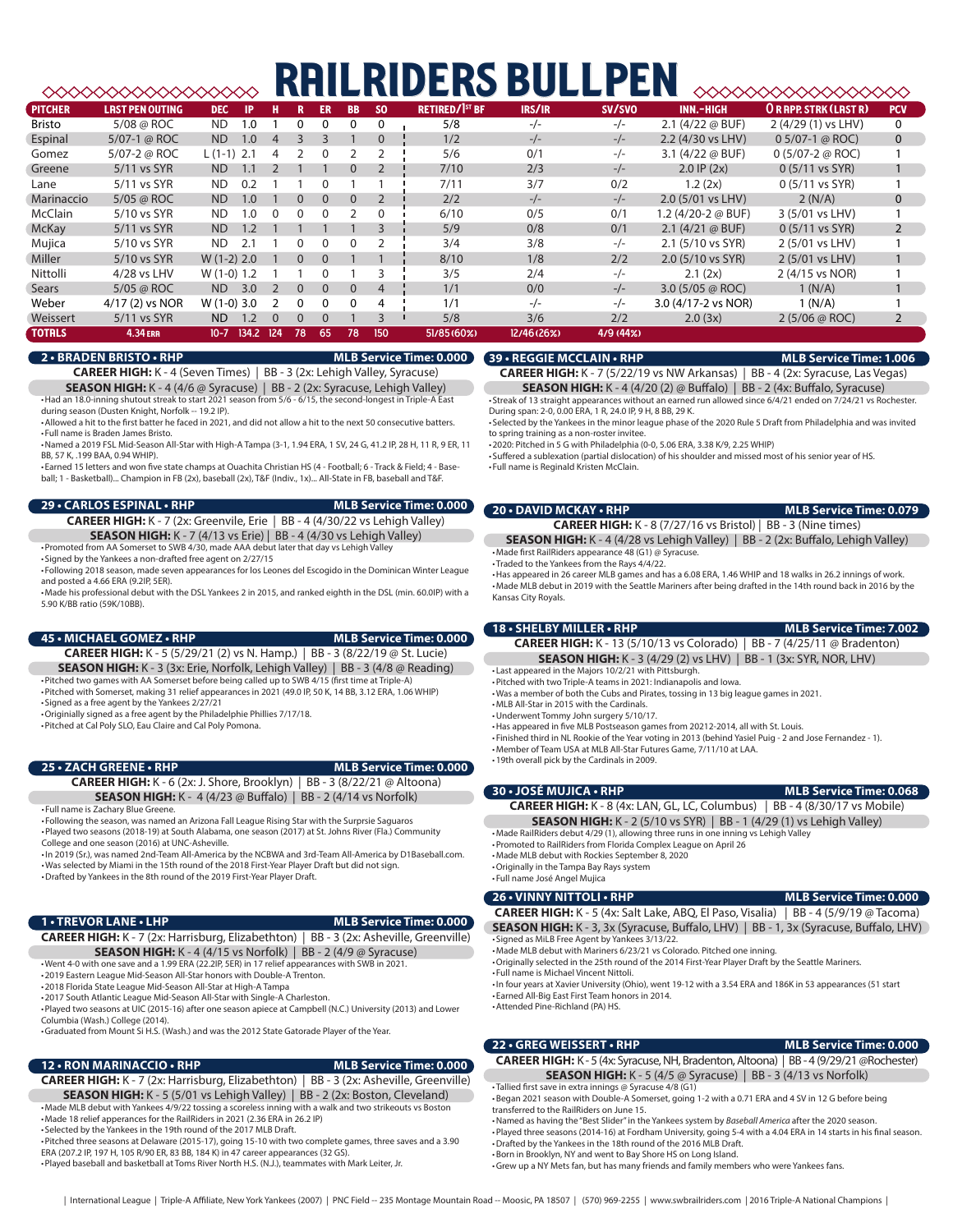# RAILRIDERS BULLPEN

| PITCHER | LAST PEN OUTING | DEC | IP | H | R | ER | BB | SO | RETIRED/1ST BF | IRS/IR | SV/SVO | INN.-HIGH | 0 R APP. STRK (LAST R) | PCV |
|---|---|---|---|---|---|---|---|---|---|---|---|---|---|---|
| Bristo | 5/08 @ ROC | ND | 1.0 | 1 | 0 | 0 | 0 | 0 | 5/8 | -/- | -/- | 2.1 (4/22 @ BUF) | 2 (4/29 (1) vs LHV) | 0 |
| Espinal | 5/07-1 @ ROC | ND | 1.0 | 4 | 3 | 3 | 1 | 0 | 1/2 | -/- | -/- | 2.2 (4/30 vs LHV) | 0 5/07-1 @ ROC) | 0 |
| Gomez | 5/07-2 @ ROC | L (1-1) | 2.1 | 4 | 2 | 0 | 2 | 2 | 5/6 | 0/1 | -/- | 3.1 (4/22 @ BUF) | 0 (5/07-2 @ ROC) | 1 |
| Greene | 5/11 vs SYR | ND | 1.1 | 2 | 1 | 1 | 0 | 2 | 7/10 | 2/3 | -/- | 2.0 IP (2x) | 0 (5/11 vs SYR) | 1 |
| Lane | 5/11 vs SYR | ND | 0.2 | 1 | 1 | 0 | 1 | 1 | 7/11 | 3/7 | 0/2 | 1.2 (2x) | 0 (5/11 vs SYR) | 1 |
| Marinaccio | 5/05 @ ROC | ND | 1.0 | 1 | 0 | 0 | 0 | 2 | 2/2 | -/- | -/- | 2.0 (5/01 vs LHV) | 2 (N/A) | 0 |
| McClain | 5/10 vs SYR | ND | 1.0 | 0 | 0 | 0 | 2 | 0 | 6/10 | 0/5 | 0/1 | 1.2 (4/20-2 @ BUF) | 3 (5/01 vs LHV) | 1 |
| McKay | 5/11 vs SYR | ND | 1.2 | 1 | 1 | 1 | 1 | 3 | 5/9 | 0/8 | 0/1 | 2.1 (4/21 @ BUF) | 0 (5/11 vs SYR) | 2 |
| Mujica | 5/10 vs SYR | ND | 2.1 | 1 | 0 | 0 | 0 | 2 | 3/4 | 3/8 | -/- | 2.1 (5/10 vs SYR) | 2 (5/01 vs LHV) | 1 |
| Miller | 5/10 vs SYR | W (1-2) | 2.0 | 1 | 0 | 0 | 1 | 1 | 8/10 | 1/8 | 2/2 | 2.0 (5/10 vs SYR) | 2 (5/01 vs LHV) | 1 |
| Nittolli | 4/28 vs LHV | W (1-0) | 1.2 | 1 | 1 | 0 | 1 | 3 | 3/5 | 2/4 | -/- | 2.1 (2x) | 2 (4/15 vs NOR) | 1 |
| Sears | 5/05 @ ROC | ND | 3.0 | 2 | 0 | 0 | 0 | 4 | 1/1 | 0/0 | -/- | 3.0 (5/05 @ ROC) | 1 (N/A) | 1 |
| Weber | 4/17 (2) vs NOR | W (1-0) | 3.0 | 2 | 0 | 0 | 0 | 4 | 1/1 | -/- | -/- | 3.0 (4/17-2 vs NOR) | 1 (N/A) | 1 |
| Weissert | 5/11 vs SYR | ND | 1.2 | 0 | 0 | 0 | 1 | 3 | 5/8 | 3/6 | 2/2 | 2.0 (3x) | 2 (5/06 @ ROC) | 2 |
| TOTALS | 4.34 ERA | 10-7 | 134.2 | 124 | 78 | 65 | 78 | 150 | 51/85 (60%) | 12/46 (26%) | 4/9 (44%) | | | |

## 2 • BRADEN BRISTO • RHP — MLB Service Time: 0.000

**CAREER HIGH:** K - 4 (Seven Times) | BB - 3 (2x: Lehigh Valley, Syracuse)

**SEASON HIGH:** K - 4 (4/6 @ Syracuse) | BB - 2 (2x: Syracuse, Lehigh Valley)

- Had an 18.0-inning shutout streak to start 2021 season from 5/6 - 6/15, the second-longest in Triple-A East during season (Dusten Knight, Norfolk -- 19.2 IP).
- Allowed a hit to the first batter he faced in 2021, and did not allow a hit to the next 50 consecutive batters.
- Full name is Braden James Bristo.
- Named a 2019 FSL Mid-Season All-Star with High-A Tampa (3-1, 1.94 ERA, 1 SV, 24 G, 41.2 IP, 28 H, 11 R, 9 ER, 11 BB, 57 K, .199 BAA, 0.94 WHIP).
- Earned 15 letters and won five state champs at Ouachita Christian HS (4 - Football; 6 - Track & Field; 4 - Baseball; 1 - Basketball)... Champion in FB (2x), baseball (2x), T&F (Indiv., 1x)... All-State in FB, baseball and T&F.

## 29 • CARLOS ESPINAL • RHP — MLB Service Time: 0.000

**CAREER HIGH:** K - 7 (2x: Greenvile, Erie | BB - 4 (4/30/22 vs Lehigh Valley)

**SEASON HIGH:** K - 7 (4/13 vs Erie) | BB - 4 (4/30 vs Lehigh Valley)

- Promoted from AA Somerset to SWB 4/30, made AAA debut later that day vs Lehigh Valley
- Signed by the Yankees a non-drafted free agent on 2/27/15
- Following 2018 season, made seven appearances for los Leones del Escogido in the Dominican Winter League and posted a 4.66 ERA (9.2IP, 5ER).
- Made his professional debut with the DSL Yankees 2 in 2015, and ranked eighth in the DSL (min. 60.0IP) with a 5.90 K/BB ratio (59K/10BB).

## 45 • MICHAEL GOMEZ • RHP — MLB Service Time: 0.000

**CAREER HIGH:** K - 5 (5/29/21 (2) vs N. Hamp.) | BB - 3 (8/22/19 @ St. Lucie)

**SEASON HIGH:** K - 3 (3x: Erie, Norfolk, Lehigh Valley) | BB - 3 (4/8 @ Reading)

- Pitched two games with AA Somerset before being called up to SWB 4/15 (first time at Triple-A)
- Pitched with Somerset, making 31 relief appearances in 2021 (49.0 IP, 50 K, 14 BB, 3.12 ERA, 1.06 WHIP)
- Signed as a free agent by the Yankees 2/27/21
- Originially signed as a free agent by the Philadelphie Phillies 7/17/18.
- Pitched at Cal Poly SLO, Eau Claire and Cal Poly Pomona.

## 25 • ZACH GREENE • RHP — MLB Service Time: 0.000

**CAREER HIGH:** K - 6 (2x: J. Shore, Brooklyn) | BB - 3 (8/22/21 @ Altoona)

**SEASON HIGH:** K - 4 (4/23 @ Buffalo) | BB - 2 (4/14 vs Norfolk)

- Full name is Zachary Blue Greene.
- Following the season, was named an Arizona Fall League Rising Star with the Surpsrie Saguaros
- Played two seasons (2018-19) at South Alabama, one season (2017) at St. Johns River (Fla.) Community College and one season (2016) at UNC-Asheville.
- In 2019 (Sr.), was named 2nd-Team All-America by the NCBWA and 3rd-Team All-America by D1Baseball.com.
- Was selected by Miami in the 15th round of the 2018 First-Year Player Draft but did not sign.
- Drafted by Yankees in the 8th round of the 2019 First-Year Player Draft.

## 1 • TREVOR LANE • LHP — MLB Service Time: 0.000

**CAREER HIGH:** K - 7 (2x: Harrisburg, Elizabethton) | BB - 3 (2x: Asheville, Greenville)

**SEASON HIGH:** K - 4 (4/15 vs Norfolk) | BB - 2 (4/9 @ Syracuse)

- Went 4-0 with one save and a 1.99 ERA (22.2IP, 5ER) in 17 relief appearances with SWB in 2021.
- 2019 Eastern League Mid-Season All-Star honors with Double-A Trenton.
- 2018 Florida State League Mid-Season All-Star at High-A Tampa
- 2017 South Atlantic League Mid-Season All-Star with Single-A Charleston.
- Played two seasons at UIC (2015-16) after one season apiece at Campbell (N.C.) University (2013) and Lower Columbia (Wash.) College (2014).
- Graduated from Mount Si H.S. (Wash.) and was the 2012 State Gatorade Player of the Year.

## 12 • RON MARINACCIO • RHP — MLB Service Time: 0.000

**CAREER HIGH:** K - 7 (2x: Harrisburg, Elizabethton) | BB - 3 (2x: Asheville, Greenville)

**SEASON HIGH:** K - 5 (5/01 vs Lehigh Valley) | BB - 2 (2x: Boston, Cleveland)

- Made MLB debut with Yankees 4/9/22 tossing a scoreless inning with a walk and two strikeouts vs Boston
- Made 18 relief appearances for the RailRiders in 2021 (2.36 ERA in 26.2 IP)
- Selected by the Yankees in the 19th round of the 2017 MLB Draft.
- Pitched three seasons at Delaware (2015-17), going 15-10 with two complete games, three saves and a 3.90 ERA (207.2 IP, 197 H, 105 R/90 ER, 83 BB, 184 K) in 47 career appearances (32 GS).
- Played baseball and basketball at Toms River North H.S. (N.J.), teammates with Mark Leiter, Jr.

## 39 • REGGIE MCCLAIN • RHP — MLB Service Time: 1.006

**CAREER HIGH:** K - 7 (5/22/19 vs NW Arkansas) | BB - 4 (2x: Syracuse, Las Vegas)

**SEASON HIGH:** K - 4 (4/20 (2) @ Buffalo) | BB - 2 (4x: Buffalo, Syracuse)

- Streak of 13 straight appearances without an earned run allowed since 6/4/21 ended on 7/24/21 vs Rochester. During span: 2-0, 0.00 ERA, 1 R, 24.0 IP, 9 H, 8 BB, 29 K.
- Selected by the Yankees in the minor league phase of the 2020 Rule 5 Draft from Philadelphia and was invited to spring training as a non-roster invitee.
- 2020: Pitched in 5 G with Philadelphia (0-0, 5.06 ERA, 3.38 K/9, 2.25 WHIP)
- Suffered a sublexation (partial dislocation) of his shoulder and missed most of his senior year of HS.
- Full name is Reginald Kristen McClain.

## 20 • DAVID MCKAY • RHP — MLB Service Time: 0.079

**CAREER HIGH:** K - 8 (7/27/16 vs Bristol) | BB - 3 (Nine times)

**SEASON HIGH:** K - 4 (4/28 vs Lehigh Valley) | BB - 2 (2x: Buffalo, Lehigh Valley)

- Made first RailRiders appearance 48 (G1) @ Syracuse.
- Traded to the Yankees from the Rays 4/4/22.
- Has appeared in 26 career MLB games and has a 6.08 ERA, 1.46 WHIP and 18 walks in 26.2 innings of work.
- Made MLB debut in 2019 with the Seattle Mariners after being drafted in the 14th round back in 2016 by the Kansas City Royals.

## 18 • SHELBY MILLER • RHP — MLB Service Time: 7.002

**CAREER HIGH:** K - 13 (5/10/13 vs Colorado) | BB - 7 (4/25/11 @ Bradenton)

**SEASON HIGH:** K - 3 (4/29 (2) vs LHV) | BB - 1 (3x: SYR, NOR, LHV)

- Last appeared in the Majors 10/2/21 with Pittsburgh.
- Pitched with two Triple-A teams in 2021: Indianapolis and Iowa.
- Was a member of both the Cubs and Pirates, tossing in 13 big league games in 2021.
- MLB All-Star in 2015 with the Cardinals.
- Underwent Tommy John surgery 5/10/17.
- Has appeared in five MLB Postseason games from 20212-2014, all with St. Louis.
- Finished third in NL Rookie of the Year voting in 2013 (behind Yasiel Puig - 2 and Jose Fernandez - 1).
- Member of Team USA at MLB All-Star Futures Game, 7/11/10 at LAA.
- 19th overall pick by the Cardinals in 2009.

## 30 • JOSÉ MUJICA • RHP — MLB Service Time: 0.068

**CAREER HIGH:** K - 8 (4x: LAN, GL, LC, Columbus) | BB - 4 (8/30/17 vs Mobile)

**SEASON HIGH:** K - 2 (5/10 vs SYR) | BB - 1 (4/29 (1) vs Lehigh Valley)

- Made RailRiders debut 4/29 (1), allowing three runs in one inning vs Lehigh Valley
- Promoted to RailRiders from Florida Complex League on April 26
- Made MLB debut with Rockies September 8, 2020
- Originally in the Tampa Bay Rays system
- Full name José Angel Mujica

## 26 • VINNY NITTOLI • RHP — MLB Service Time: 0.000

**CAREER HIGH:** K - 5 (4x: Salt Lake, ABQ, El Paso, Visalia) | BB - 4 (5/9/19 @ Tacoma)

**SEASON HIGH:** K - 3, 3x (Syracuse, Buffalo, LHV) | BB - 1, 3x (Syracuse, Buffalo, LHV)

- Signed as MiLB Free Agent by Yankees 3/13/22.
- Made MLB debut with Mariners 6/23/21 vs Colorado. Pitched one inning.
- Originally selected in the 25th round of the 2014 First-Year Player Draft by the Seattle Mariners.
- Full name is Michael Vincent Nittoli.
- In four years at Xavier University (Ohio), went 19-12 with a 3.54 ERA and 186K in 53 appearances (51 start
- Earned All-Big East First Team honors in 2014.
- Attended Pine-Richland (PA) HS.

## 22 • GREG WEISSERT • RHP — MLB Service Time: 0.000

**CAREER HIGH:** K - 5 (4x: Syracuse, NH, Bradenton, Altoona) | BB - 4 (9/29/21 @Rochester)

**SEASON HIGH:** K - 5 (4/5 @ Syracuse) | BB - 3 (4/13 vs Norfolk)

- Tallied first save in extra innings @ Syracuse 4/8 (G1)
- Began 2021 season with Double-A Somerset, going 1-2 with a 0.71 ERA and 4 SV in 12 G before being transferred to the RailRiders on June 15.
- Named as having the "Best Slider" in the Yankees system by *Baseball America* after the 2020 season.
- Played three seasons (2014-16) at Fordham University, going 5-4 with a 4.04 ERA in 14 starts in his final season.
- Drafted by the Yankees in the 18th round of the 2016 MLB Draft.
- Born in Brooklyn, NY and went to Bay Shore HS on Long Island.
- Grew up a NY Mets fan, but has many friends and family members who were Yankees fans.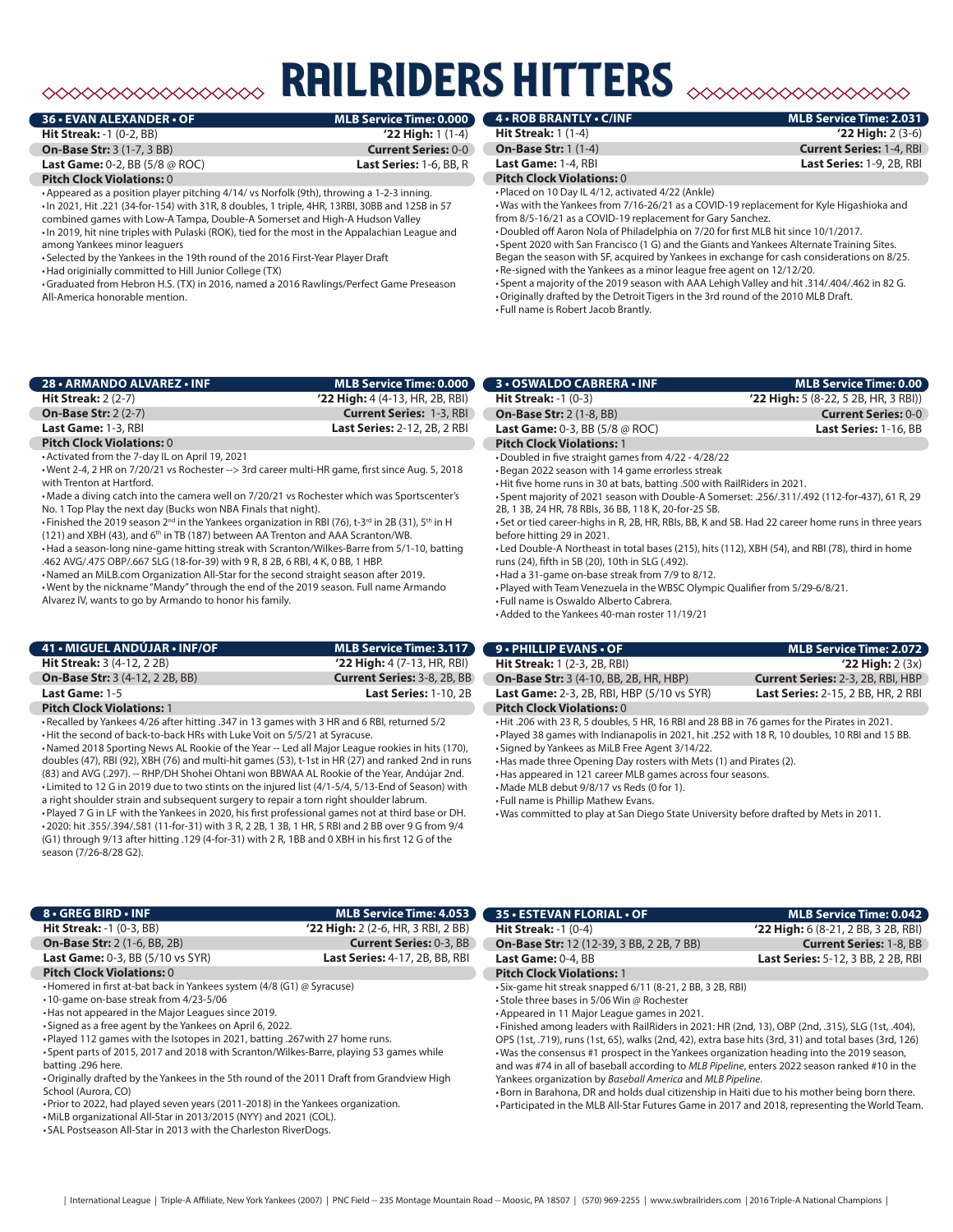# RAILRIDERS HITTERS

## 36 • EVAN ALEXANDER • OF — MLB Service Time: 0.000

**Hit Streak:** -1 (0-2, BB) | **'22 High:** 1 (1-4)
**On-Base Str:** 3 (1-7, 3 BB) | **Current Series:** 0-0
**Last Game:** 0-2, BB (5/8 @ ROC) | **Last Series:** 1-6, BB, R
**Pitch Clock Violations:** 0

- Appeared as a position player pitching 4/14/ vs Norfolk (9th), throwing a 1-2-3 inning.
- In 2021, Hit .221 (34-for-154) with 31R, 8 doubles, 1 triple, 4HR, 13RBI, 30BB and 12SB in 57 combined games with Low-A Tampa, Double-A Somerset and High-A Hudson Valley
- In 2019, hit nine triples with Pulaski (ROK), tied for the most in the Appalachian League and among Yankees minor leaguers
- Selected by the Yankees in the 19th round of the 2016 First-Year Player Draft
- Had originially committed to Hill Junior College (TX)
- Graduated from Hebron H.S. (TX) in 2016, named a 2016 Rawlings/Perfect Game Preseason All-America honorable mention.

## 4 • ROB BRANTLY • C/INF — MLB Service Time: 2.031

**Hit Streak:** 1 (1-4) | **'22 High:** 2 (3-6)
**On-Base Str:** 1 (1-4) | **Current Series:** 1-4, RBI
**Last Game:** 1-4, RBI | **Last Series:** 1-9, 2B, RBI
**Pitch Clock Violations:** 0

- Placed on 10 Day IL 4/12, activated 4/22 (Ankle)
- Was with the Yankees from 7/16-26/21 as a COVID-19 replacement for Kyle Higashioka and from 8/5-16/21 as a COVID-19 replacement for Gary Sanchez.
- Doubled off Aaron Nola of Philadelphia on 7/20 for first MLB hit since 10/1/2017.
- Spent 2020 with San Francisco (1 G) and the Giants and Yankees Alternate Training Sites. Began the season with SF, acquired by Yankees in exchange for cash considerations on 8/25.
- Re-signed with the Yankees as a minor league free agent on 12/12/20.
- Spent a majority of the 2019 season with AAA Lehigh Valley and hit .314/.404/.462 in 82 G.
- Originally drafted by the Detroit Tigers in the 3rd round of the 2010 MLB Draft.
- Full name is Robert Jacob Brantly.

## 28 • ARMANDO ALVAREZ • INF — MLB Service Time: 0.000

**Hit Streak:** 2 (2-7) | **'22 High:** 4 (4-13, HR, 2B, RBI)
**On-Base Str:** 2 (2-7) | **Current Series:** 1-3, RBI
**Last Game:** 1-3, RBI | **Last Series:** 2-12, 2B, 2 RBI
**Pitch Clock Violations:** 0

- Activated from the 7-day IL on April 19, 2021
- Went 2-4, 2 HR on 7/20/21 vs Rochester --> 3rd career multi-HR game, first since Aug. 5, 2018 with Trenton at Hartford.
- Made a diving catch into the camera well on 7/20/21 vs Rochester which was Sportscenter's No. 1 Top Play the next day (Bucks won NBA Finals that night).
- Finished the 2019 season 2nd in the Yankees organization in RBI (76), t-3rd in 2B (31), 5th in H (121) and XBH (43), and 6th in TB (187) between AA Trenton and AAA Scranton/WB.
- Had a season-long nine-game hitting streak with Scranton/Wilkes-Barre from 5/1-10, batting .462 AVG/.475 OBP/.667 SLG (18-for-39) with 9 R, 8 2B, 6 RBI, 4 K, 0 BB, 1 HBP.
- Named an MiLB.com Organization All-Star for the second straight season after 2019.
- Went by the nickname "Mandy" through the end of the 2019 season. Full name Armando Alvarez IV, wants to go by Armando to honor his family.

## 3 • OSWALDO CABRERA • INF — MLB Service Time: 0.00

**Hit Streak:** -1 (0-3) | **'22 High:** 5 (8-22, 5 2B, HR, 3 RBI))
**On-Base Str:** 2 (1-8, BB) | **Current Series:** 0-0
**Last Game:** 0-3, BB (5/8 @ ROC) | **Last Series:** 1-16, BB
**Pitch Clock Violations:** 1

- Doubled in five straight games from 4/22 - 4/28/22
- Began 2022 season with 14 game errorless streak
- Hit five home runs in 30 at bats, batting .500 with RailRiders in 2021.
- Spent majority of 2021 season with Double-A Somerset: .256/.311/.492 (112-for-437), 61 R, 29 2B, 1 3B, 24 HR, 78 RBIs, 36 BB, 118 K, 20-for-25 SB.
- Set or tied career-highs in R, 2B, HR, RBIs, BB, K and SB. Had 22 career home runs in three years before hitting 29 in 2021.
- Led Double-A Northeast in total bases (215), hits (112), XBH (54), and RBI (78), third in home runs (24), fifth in SB (20), 10th in SLG (.492).
- Had a 31-game on-base streak from 7/9 to 8/12.
- Played with Team Venezuela in the WBSC Olympic Qualifier from 5/29-6/8/21.
- Full name is Oswaldo Alberto Cabrera.
- Added to the Yankees 40-man roster 11/19/21

## 41 • MIGUEL ANDÚJAR • INF/OF — MLB Service Time: 3.117

**Hit Streak:** 3 (4-12, 2 2B) | **'22 High:** 4 (7-13, HR, RBI)
**On-Base Str:** 3 (4-12, 2 2B, BB) | **Current Series:** 3-8, 2B, BB
**Last Game:** 1-5 | **Last Series:** 1-10, 2B
**Pitch Clock Violations:** 1

- Recalled by Yankees 4/26 after hitting .347 in 13 games with 3 HR and 6 RBI, returned 5/2
- Hit the second of back-to-back HRs with Luke Voit on 5/5/21 at Syracuse.
- Named 2018 Sporting News AL Rookie of the Year -- Led all Major League rookies in hits (170), doubles (47), RBI (92), XBH (76) and multi-hit games (53), t-1st in HR (27) and ranked 2nd in runs (83) and AVG (.297). -- RHP/DH Shohei Ohtani won BBWAA AL Rookie of the Year, Andújar 2nd.
- Limited to 12 G in 2019 due to two stints on the injured list (4/1-5/4, 5/13-End of Season) with a right shoulder strain and subsequent surgery to repair a torn right shoulder labrum.
- Played 7 G in LF with the Yankees in 2020, his first professional games not at third base or DH.
- 2020: hit .355/.394/.581 (11-for-31) with 3 R, 2 2B, 1 3B, 1 HR, 5 RBI and 2 BB over 9 G from 9/4 (G1) through 9/13 after hitting .129 (4-for-31) with 2 R, 1BB and 0 XBH in his first 12 G of the season (7/26-8/28 G2).

## 9 • PHILLIP EVANS • OF — MLB Service Time: 2.072

**Hit Streak:** 1 (2-3, 2B, RBI) | **'22 High:** 2 (3x)
**On-Base Str:** 3 (4-10, BB, 2B, HR, HBP) | **Current Series:** 2-3, 2B, RBI, HBP
**Last Game:** 2-3, 2B, RBI, HBP (5/10 vs SYR) | **Last Series:** 2-15, 2 BB, HR, 2 RBI
**Pitch Clock Violations:** 0

- Hit .206 with 23 R, 5 doubles, 5 HR, 16 RBI and 28 BB in 76 games for the Pirates in 2021.
- Played 38 games with Indianapolis in 2021, hit .252 with 18 R, 10 doubles, 10 RBI and 15 BB.
- Signed by Yankees as MiLB Free Agent 3/14/22.
- Has made three Opening Day rosters with Mets (1) and Pirates (2).
- Has appeared in 121 career MLB games across four seasons.
- Made MLB debut 9/8/17 vs Reds (0 for 1).
- Full name is Phillip Mathew Evans.
- Was committed to play at San Diego State University before drafted by Mets in 2011.

## 8 • GREG BIRD • INF — MLB Service Time: 4.053

**Hit Streak:** -1 (0-3, BB) | **'22 High:** 2 (2-6, HR, 3 RBI, 2 BB)
**On-Base Str:** 2 (1-6, BB, 2B) | **Current Series:** 0-3, BB
**Last Game:** 0-3, BB (5/10 vs SYR) | **Last Series:** 4-17, 2B, BB, RBI
**Pitch Clock Violations:** 0

- Homered in first at-bat back in Yankees system (4/8 (G1) @ Syracuse)
- 10-game on-base streak from 4/23-5/06
- Has not appeared in the Major Leagues since 2019.
- Signed as a free agent by the Yankees on April 6, 2022.
- Played 112 games with the Isotopes in 2021, batting .267with 27 home runs.
- Spent parts of 2015, 2017 and 2018 with Scranton/Wilkes-Barre, playing 53 games while batting .296 here.
- Originally drafted by the Yankees in the 5th round of the 2011 Draft from Grandview High School (Aurora, CO)
- Prior to 2022, had played seven years (2011-2018) in the Yankees organization.
- MiLB organizational All-Star in 2013/2015 (NYY) and 2021 (COL).
- SAL Postseason All-Star in 2013 with the Charleston RiverDogs.

## 35 • ESTEVAN FLORIAL • OF — MLB Service Time: 0.042

**Hit Streak:** -1 (0-4) | **'22 High:** 6 (8-21, 2 BB, 3 2B, RBI)
**On-Base Str:** 12 (12-39, 3 BB, 2 2B, 7 BB) | **Current Series:** 1-8, BB
**Last Game:** 0-4, BB | **Last Series:** 5-12, 3 BB, 2 2B, RBI
**Pitch Clock Violations:** 1

- Six-game hit streak snapped 6/11 (8-21, 2 BB, 3 2B, RBI)
- Stole three bases in 5/06 Win @ Rochester
- Appeared in 11 Major League games in 2021.
- Finished among leaders with RailRiders in 2021: HR (2nd, 13), OBP (2nd, .315), SLG (1st, .404), OPS (1st, .719), runs (1st, 65), walks (2nd, 42), extra base hits (3rd, 31) and total bases (3rd, 126)
- Was the consensus #1 prospect in the Yankees organization heading into the 2019 season, and was #74 in all of baseball according to *MLB Pipeline*, enters 2022 season ranked #10 in the Yankees organization by *Baseball America* and *MLB Pipeline*.
- Born in Barahona, DR and holds dual citizenship in Haiti due to his mother being born there.
- Participated in the MLB All-Star Futures Game in 2017 and 2018, representing the World Team.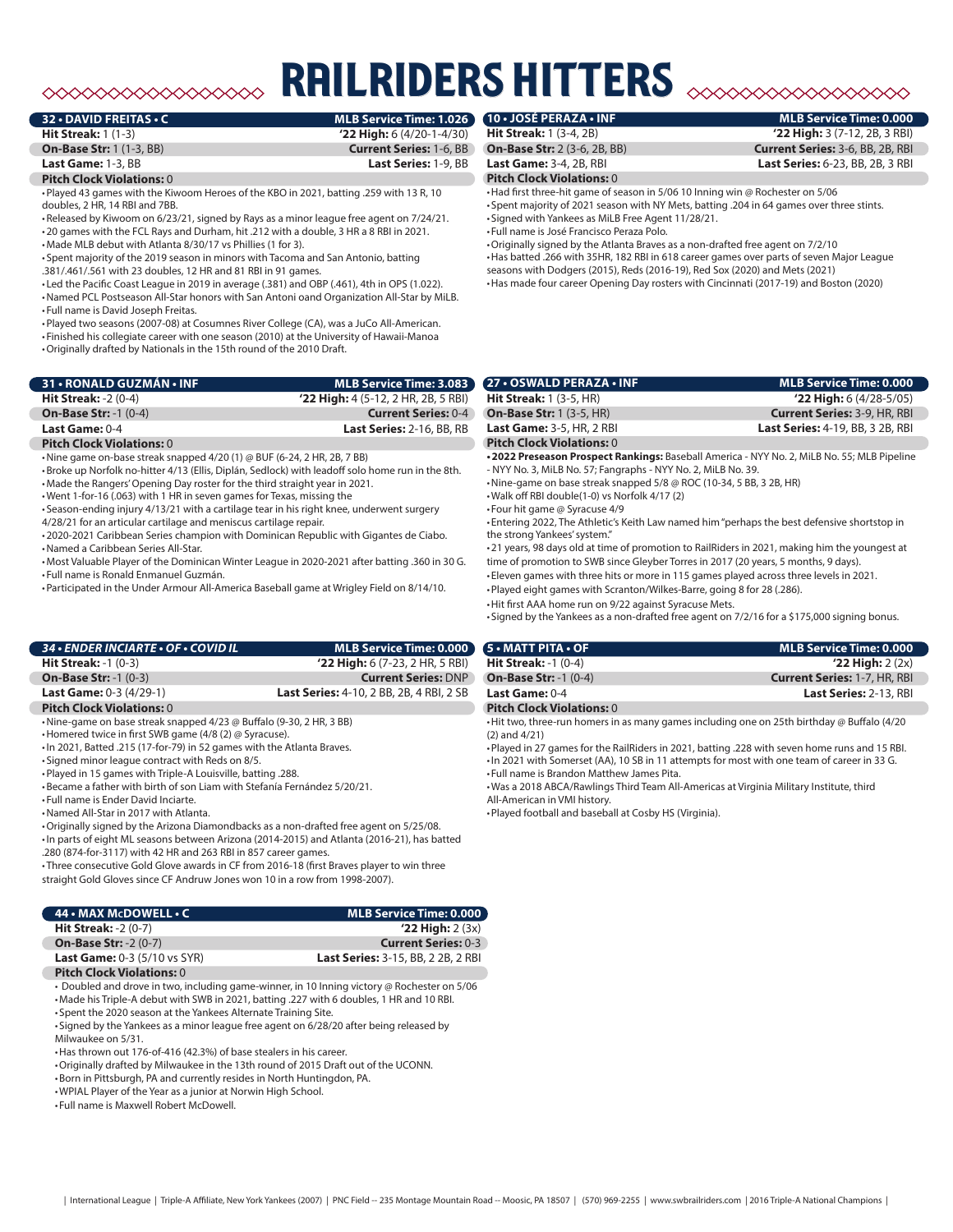# RAILRIDERS HITTERS

## 32 • DAVID FREITAS • C — MLB Service Time: 1.026

**Hit Streak:** 1 (1-3) | **'22 High:** 6 (4/20-1-4/30)
**On-Base Str:** 1 (1-3, BB) | **Current Series:** 1-6, BB
**Last Game:** 1-3, BB | **Last Series:** 1-9, BB
**Pitch Clock Violations:** 0

- Played 43 games with the Kiwoom Heroes of the KBO in 2021, batting .259 with 13 R, 10 doubles, 2 HR, 14 RBI and 7BB.
- Released by Kiwoom on 6/23/21, signed by Rays as a minor league free agent on 7/24/21.
- 20 games with the FCL Rays and Durham, hit .212 with a double, 3 HR a 8 RBI in 2021.
- Made MLB debut with Atlanta 8/30/17 vs Phillies (1 for 3).
- Spent majority of the 2019 season in minors with Tacoma and San Antonio, batting .381/.461/.561 with 23 doubles, 12 HR and 81 RBI in 91 games.
- Led the Pacific Coast League in 2019 in average (.381) and OBP (.461), 4th in OPS (1.022).
- Named PCL Postseason All-Star honors with San Antoni oand Organization All-Star by MiLB.
- Full name is David Joseph Freitas.
- Played two seasons (2007-08) at Cosumnes River College (CA), was a JuCo All-American.
- Finished his collegiate career with one season (2010) at the University of Hawaii-Manoa
- Originally drafted by Nationals in the 15th round of the 2010 Draft.

## 31 • RONALD GUZMÁN • INF — MLB Service Time: 3.083

**Hit Streak:** -2 (0-4) | **'22 High:** 4 (5-12, 2 HR, 2B, 5 RBI)
**On-Base Str:** -1 (0-4) | **Current Series:** 0-4
**Last Game:** 0-4 | **Last Series:** 2-16, BB, RB
**Pitch Clock Violations:** 0

- Nine game on-base streak snapped 4/20 (1) @ BUF (6-24, 2 HR, 2B, 7 BB)
- Broke up Norfolk no-hitter 4/13 (Ellis, Diplán, Sedlock) with leadoff solo home run in the 8th.
- Made the Rangers' Opening Day roster for the third straight year in 2021.
- Went 1-for-16 (.063) with 1 HR in seven games for Texas, missing the
- Season-ending injury 4/13/21 with a cartilage tear in his right knee, underwent surgery 4/28/21 for an articular cartilage and meniscus cartilage repair.
- 2020-2021 Caribbean Series champion with Dominican Republic with Gigantes de Cibao.
- Named a Caribbean Series All-Star.
- Most Valuable Player of the Dominican Winter League in 2020-2021 after batting .360 in 30 G.
- Full name is Ronald Enmanuel Guzmán.
- Participated in the Under Armour All-America Baseball game at Wrigley Field on 8/14/10.

## *34 • ENDER INCIARTE • OF • COVID IL* — MLB Service Time: 0.000

**Hit Streak:** -1 (0-3) | **'22 High:** 6 (7-23, 2 HR, 5 RBI)
**On-Base Str:** -1 (0-3) | **Current Series:** DNP
**Last Game:** 0-3 (4/29-1) | **Last Series:** 4-10, 2 BB, 2B, 4 RBI, 2 SB
**Pitch Clock Violations:** 0

- Nine-game on base streak snapped 4/23 @ Buffalo (9-30, 2 HR, 3 BB)
- Homered twice in first SWB game (4/8 (2) @ Syracuse).
- In 2021, Batted .215 (17-for-79) in 52 games with the Atlanta Braves.
- Signed minor league contract with Reds on 8/5.
- Played in 15 games with Triple-A Louisville, batting .288.
- Became a father with birth of son Liam with Stefanía Fernández 5/20/21.
- Full name is Ender David Inciarte.
- Named All-Star in 2017 with Atlanta.
- Originally signed by the Arizona Diamondbacks as a non-drafted free agent on 5/25/08.
- In parts of eight ML seasons between Arizona (2014-2015) and Atlanta (2016-21), has batted .280 (874-for-3117) with 42 HR and 263 RBI in 857 career games.
- Three consecutive Gold Glove awards in CF from 2016-18 (first Braves player to win three straight Gold Gloves since CF Andruw Jones won 10 in a row from 1998-2007).

## 44 • MAX McDOWELL • C — MLB Service Time: 0.000

**Hit Streak:** -2 (0-7) | **'22 High:** 2 (3x)
**On-Base Str:** -2 (0-7) | **Current Series:** 0-3
**Last Game:** 0-3 (5/10 vs SYR) | **Last Series:** 3-15, BB, 2 2B, 2 RBI
**Pitch Clock Violations:** 0

- Doubled and drove in two, including game-winner, in 10 Inning victory @ Rochester on 5/06
- Made his Triple-A debut with SWB in 2021, batting .227 with 6 doubles, 1 HR and 10 RBI.
- Spent the 2020 season at the Yankees Alternate Training Site.
- Signed by the Yankees as a minor league free agent on 6/28/20 after being released by Milwaukee on 5/31.
- Has thrown out 176-of-416 (42.3%) of base stealers in his career.
- Originally drafted by Milwaukee in the 13th round of 2015 Draft out of the UCONN.
- Born in Pittsburgh, PA and currently resides in North Huntingdon, PA.
- WPIAL Player of the Year as a junior at Norwin High School.
- Full name is Maxwell Robert McDowell.

## 10 • JOSÉ PERAZA • INF — MLB Service Time: 0.000

**Hit Streak:** 1 (3-4, 2B) | **'22 High:** 3 (7-12, 2B, 3 RBI)
**On-Base Str:** 2 (3-6, 2B, BB) | **Current Series:** 3-6, BB, 2B, RBI
**Last Game:** 3-4, 2B, RBI | **Last Series:** 6-23, BB, 2B, 3 RBI
**Pitch Clock Violations:** 0

- Had first three-hit game of season in 5/06 10 Inning win @ Rochester on 5/06
- Spent majority of 2021 season with NY Mets, batting .204 in 64 games over three stints.
- Signed with Yankees as MiLB Free Agent 11/28/21.
- Full name is José Francisco Peraza Polo.
- Originally signed by the Atlanta Braves as a non-drafted free agent on 7/2/10
- Has batted .266 with 35HR, 182 RBI in 618 career games over parts of seven Major League seasons with Dodgers (2015), Reds (2016-19), Red Sox (2020) and Mets (2021)
- Has made four career Opening Day rosters with Cincinnati (2017-19) and Boston (2020)

## 27 • OSWALD PERAZA • INF — MLB Service Time: 0.000

**Hit Streak:** 1 (3-5, HR) | **'22 High:** 6 (4/28-5/05)
**On-Base Str:** 1 (3-5, HR) | **Current Series:** 3-9, HR, RBI
**Last Game:** 3-5, HR, 2 RBI | **Last Series:** 4-19, BB, 3 2B, RBI
**Pitch Clock Violations:** 0

- **2022 Preseason Prospect Rankings:** Baseball America - NYY No. 2, MiLB No. 55; MLB Pipeline - NYY No. 3, MiLB No. 57; Fangraphs - NYY No. 2, MiLB No. 39.
- Nine-game on base streak snapped 5/8 @ ROC (10-34, 5 BB, 3 2B, HR)
- Walk off RBI double(1-0) vs Norfolk 4/17 (2)
- Four hit game @ Syracuse 4/9
- Entering 2022, The Athletic's Keith Law named him "perhaps the best defensive shortstop in the strong Yankees' system."
- 21 years, 98 days old at time of promotion to RailRiders in 2021, making him the youngest at time of promotion to SWB since Gleyber Torres in 2017 (20 years, 5 months, 9 days).
- Eleven games with three hits or more in 115 games played across three levels in 2021.
- Played eight games with Scranton/Wilkes-Barre, going 8 for 28 (.286).
- Hit first AAA home run on 9/22 against Syracuse Mets.
- Signed by the Yankees as a non-drafted free agent on 7/2/16 for a $175,000 signing bonus.

## 5 • MATT PITA • OF — MLB Service Time: 0.000

**Hit Streak:** -1 (0-4) | **'22 High:** 2 (2x)
**On-Base Str:** -1 (0-4) | **Current Series:** 1-7, HR, RBI
**Last Game:** 0-4 | **Last Series:** 2-13, RBI
**Pitch Clock Violations:** 0

- Hit two, three-run homers in as many games including one on 25th birthday @ Buffalo (4/20 (2) and 4/21)
- Played in 27 games for the RailRiders in 2021, batting .228 with seven home runs and 15 RBI.
- In 2021 with Somerset (AA), 10 SB in 11 attempts for most with one team of career in 33 G.
- Full name is Brandon Matthew James Pita.
- Was a 2018 ABCA/Rawlings Third Team All-Americas at Virginia Military Institute, third All-American in VMI history.
- Played football and baseball at Cosby HS (Virginia).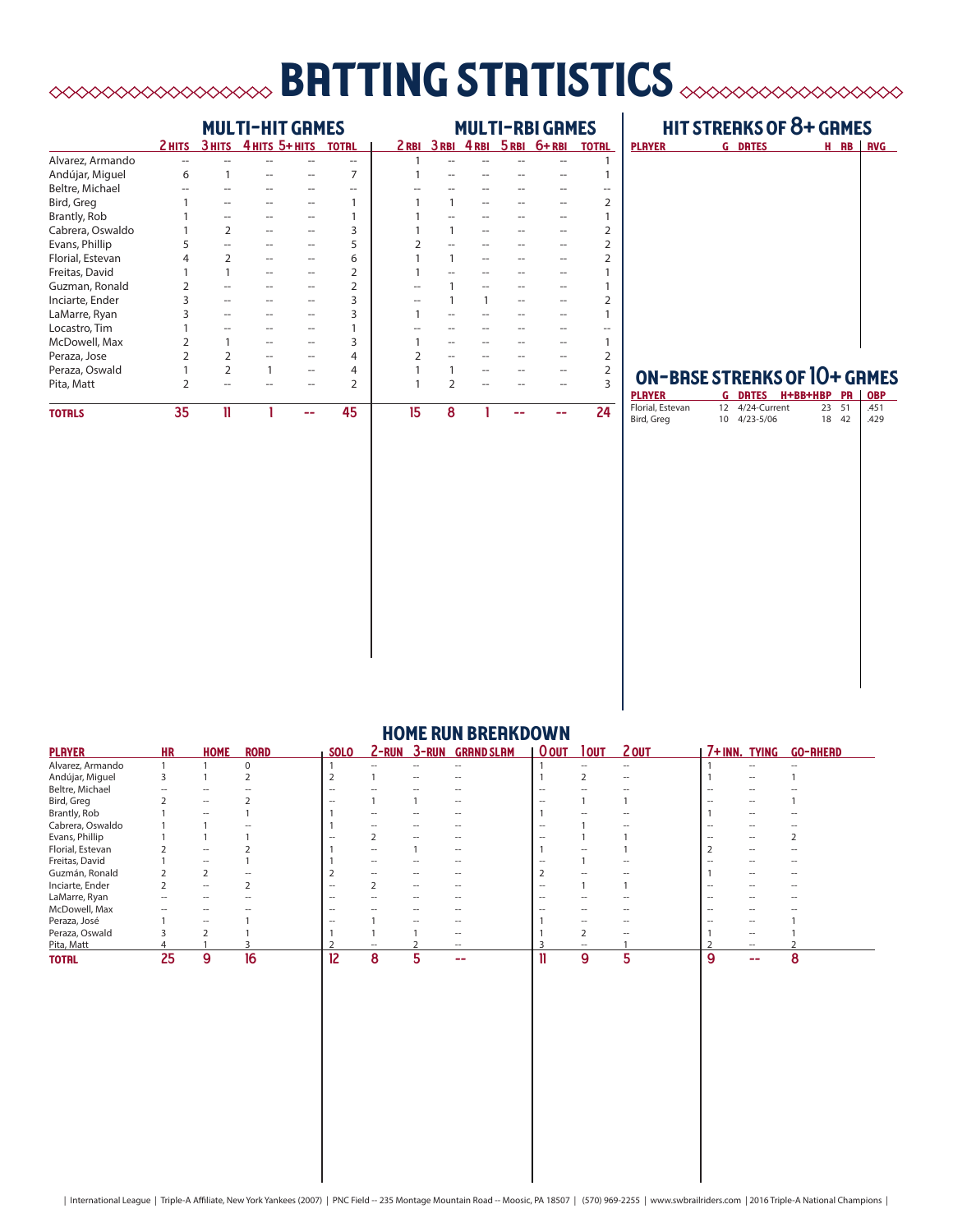# BATTING STATISTICS

## MULTI-HIT GAMES / MULTI-RBI GAMES

| | Multi-Hit Games | | | | | Multi-RBI Games | | | | | |
|---|---|---|---|---|---|---|---|---|---|---|---|
| | 2 HITS | 3 HITS | 4 HITS | 5+ HITS | TOTAL | 2 RBI | 3 RBI | 4 RBI | 5 RBI | 6+ RBI | TOTAL |
| Alvarez, Armando | -- | -- | -- | -- | -- | 1 | -- | -- | -- | -- | 1 |
| Andújar, Miguel | 6 | 1 | -- | -- | 7 | 1 | -- | -- | -- | -- | 1 |
| Beltre, Michael | -- | -- | -- | -- | -- | -- | -- | -- | -- | -- | -- |
| Bird, Greg | 1 | -- | -- | -- | 1 | 1 | 1 | -- | -- | -- | 2 |
| Brantly, Rob | 1 | -- | -- | -- | 1 | 1 | -- | -- | -- | -- | 1 |
| Cabrera, Oswaldo | 1 | 2 | -- | -- | 3 | 1 | 1 | -- | -- | -- | 2 |
| Evans, Phillip | 5 | -- | -- | -- | 5 | 2 | -- | -- | -- | -- | 2 |
| Florial, Estevan | 4 | 2 | -- | -- | 6 | 1 | 1 | -- | -- | -- | 2 |
| Freitas, David | 1 | 1 | -- | -- | 2 | 1 | -- | -- | -- | -- | 1 |
| Guzman, Ronald | 2 | -- | -- | -- | 2 | -- | 1 | -- | -- | -- | 1 |
| Inciarte, Ender | 3 | -- | -- | -- | 3 | -- | 1 | 1 | -- | -- | 2 |
| LaMarre, Ryan | 3 | -- | -- | -- | 3 | 1 | -- | -- | -- | -- | 1 |
| Locastro, Tim | 1 | -- | -- | -- | 1 | -- | -- | -- | -- | -- | -- |
| McDowell, Max | 2 | 1 | -- | -- | 3 | 1 | -- | -- | -- | -- | 1 |
| Peraza, Jose | 2 | 2 | -- | -- | 4 | 2 | -- | -- | -- | -- | 2 |
| Peraza, Oswald | 1 | 2 | 1 | -- | 4 | 1 | 1 | -- | -- | -- | 2 |
| Pita, Matt | 2 | -- | -- | -- | 2 | 1 | 2 | -- | -- | -- | 3 |
| **TOTALS** | **35** | **11** | **1** | **--** | **45** | **15** | **8** | **1** | **--** | **--** | **24** |

## HIT STREAKS OF 8+ GAMES

| PLAYER | G | DATES | H | AB | AVG |
|---|---|---|---|---|---|

## ON-BASE STREAKS OF 10+ GAMES

| PLAYER | G | DATES | H+BB+HBP | PA | OBP |
|---|---|---|---|---|---|
| Florial, Estevan | 12 | 4/24-Current | 23 | 51 | .451 |
| Bird, Greg | 10 | 4/23-5/06 | 18 | 42 | .429 |

## HOME RUN BREAKDOWN

| PLAYER | HR | HOME | ROAD | SOLO | 2-RUN | 3-RUN | GRAND SLAM | 0 OUT | 1 OUT | 2 OUT | 7+ INN. | TYING | GO-AHEAD |
|---|---|---|---|---|---|---|---|---|---|---|---|---|---|
| Alvarez, Armando | 1 | 1 | 0 | 1 | -- | -- | -- | 1 | -- | -- | 1 | -- | -- |
| Andújar, Miguel | 3 | 1 | 2 | 2 | 1 | -- | -- | 1 | 2 | -- | 1 | -- | 1 |
| Beltre, Michael | -- | -- | -- | -- | -- | -- | -- | -- | -- | -- | -- | -- | -- |
| Bird, Greg | 2 | -- | 2 | -- | 1 | 1 | -- | -- | 1 | 1 | -- | -- | 1 |
| Brantly, Rob | 1 | -- | 1 | 1 | -- | -- | -- | 1 | -- | -- | 1 | -- | -- |
| Cabrera, Oswaldo | 1 | 1 | -- | 1 | -- | -- | -- | -- | 1 | -- | -- | -- | -- |
| Evans, Phillip | 1 | 1 | 1 | -- | 2 | -- | -- | -- | 1 | 1 | -- | -- | 2 |
| Florial, Estevan | 2 | -- | 2 | 1 | -- | 1 | -- | 1 | -- | 1 | 2 | -- | -- |
| Freitas, David | 1 | -- | 1 | 1 | -- | -- | -- | -- | 1 | -- | -- | -- | -- |
| Guzmán, Ronald | 2 | 2 | -- | 2 | -- | -- | -- | 2 | -- | -- | 1 | -- | -- |
| Inciarte, Ender | 2 | -- | 2 | -- | 2 | -- | -- | -- | 1 | 1 | -- | -- | -- |
| LaMarre, Ryan | -- | -- | -- | -- | -- | -- | -- | -- | -- | -- | -- | -- | -- |
| McDowell, Max | -- | -- | -- | -- | -- | -- | -- | -- | -- | -- | -- | -- | -- |
| Peraza, José | 1 | -- | 1 | -- | 1 | -- | -- | 1 | -- | -- | -- | -- | 1 |
| Peraza, Oswald | 3 | 2 | 1 | 1 | 1 | 1 | -- | 1 | 2 | -- | 1 | -- | 1 |
| Pita, Matt | 4 | 1 | 3 | 2 | -- | 2 | -- | 3 | -- | 1 | 2 | -- | 2 |
| **TOTAL** | **25** | **9** | **16** | **12** | **8** | **5** | **--** | **11** | **9** | **5** | **9** | **--** | **8** |

| International League | Triple-A Affiliate, New York Yankees (2007) | PNC Field -- 235 Montage Mountain Road -- Moosic, PA 18507 | (570) 969-2255 | www.swbrailriders.com | 2016 Triple-A National Champions |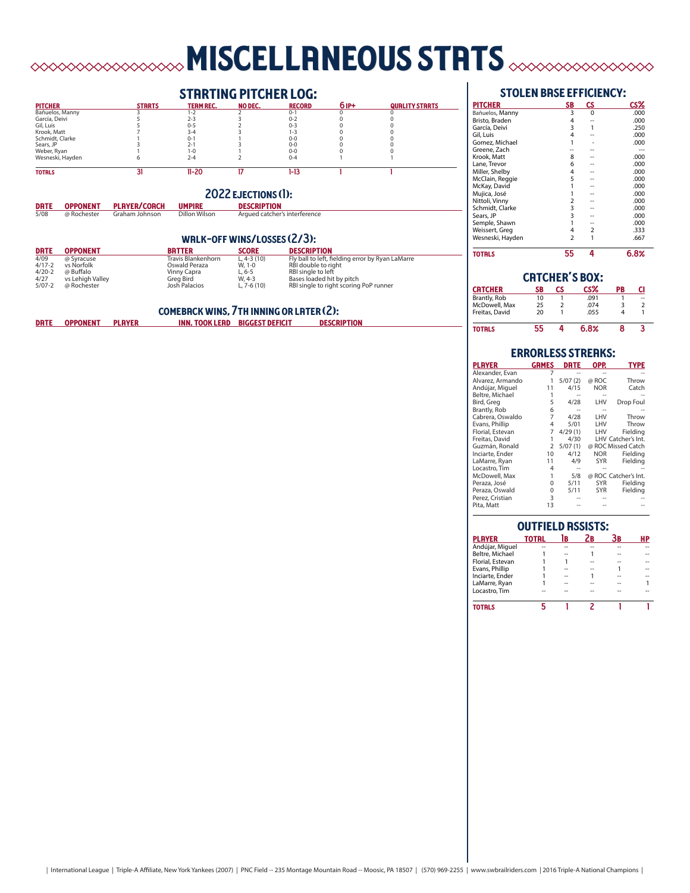# MISCELLANEOUS STATS

## STARTING PITCHER LOG:

| PITCHER | STARTS | TEAM REC. | NO DEC. | RECORD | 6 IP+ | QUALITY STARTS |
|---|---|---|---|---|---|---|
| Bañuelos, Manny | 3 | 1-2 | 2 | 0-1 | 0 | 0 |
| García, Deivi | 5 | 2-3 | 3 | 0-2 | 0 | 0 |
| Gil, Luis | 5 | 0-5 | 2 | 0-3 | 0 | 0 |
| Krook, Matt | 7 | 3-4 | 3 | 1-3 | 0 | 0 |
| Schmidt, Clarke | 1 | 0-1 | 1 | 0-0 | 0 | 0 |
| Sears, JP | 3 | 2-1 | 3 | 0-0 | 0 | 0 |
| Weber, Ryan | 1 | 1-0 | 1 | 0-0 | 0 | 0 |
| Wesneski, Hayden | 6 | 2-4 | 2 | 0-4 | 1 | 1 |
| **TOTALS** | **31** | **11-20** | **17** | **1-13** | **1** | **1** |

## 2022 EJECTIONS (1):

| DATE | OPPONENT | PLAYER/COACH | UMPIRE | DESCRIPTION |
|---|---|---|---|---|
| 5/08 | @ Rochester | Graham Johnson | Dillon Wilson | Argued catcher's interference |

## WALK-OFF WINS/LOSSES (2/3):

| DATE | OPPONENT | BATTER | SCORE | DESCRIPTION |
|---|---|---|---|---|
| 4/09 | @ Syracuse | Travis Blankenhorn | L, 4-3 (10) | Fly ball to left, fielding error by Ryan LaMarre |
| 4/17-2 | vs Norfolk | Oswald Peraza | W, 1-0 | RBI double to right |
| 4/20-2 | @ Buffalo | Vinny Capra | L, 6-5 | RBI single to left |
| 4/27 | vs Lehigh Valley | Greg Bird | W, 4-3 | Bases loaded hit by pitch |
| 5/07-2 | @ Rochester | Josh Palacios | L, 7-6 (10) | RBI single to right scoring PoP runner |

## COMEBACK WINS, 7TH INNING OR LATER (2):

| DATE | OPPONENT | PLAYER | INN. TOOK LEAD | BIGGEST DEFICIT | DESCRIPTION |
|---|---|---|---|---|---|

## STOLEN BASE EFFICIENCY:

| PITCHER | SB | CS | CS% |
|---|---|---|---|
| Bañuelos, Manny | 3 | 0 | .000 |
| Bristo, Braden | 4 | -- | .000 |
| García, Deivi | 3 | 1 | .250 |
| Gil, Luis | 4 | -- | .000 |
| Gomez, Michael | 1 | - | .000 |
| Greene, Zach | -- | -- | --- |
| Krook, Matt | 8 | -- | .000 |
| Lane, Trevor | 6 | -- | .000 |
| Miller, Shelby | 4 | -- | .000 |
| McClain, Reggie | 5 | -- | .000 |
| McKay, David | 1 | -- | .000 |
| Mujica, José | 1 | -- | .000 |
| Nittoli, Vinny | 2 | -- | .000 |
| Schmidt, Clarke | 3 | -- | .000 |
| Sears, JP | 3 | -- | .000 |
| Semple, Shawn | 1 | -- | .000 |
| Weissert, Greg | 4 | 2 | .333 |
| Wesneski, Hayden | 2 | 1 | .667 |
| **TOTALS** | **55** | **4** | **6.8%** |

## CATCHER'S BOX:

| CATCHER | SB | CS | CS% | PB | CI |
|---|---|---|---|---|---|
| Brantly, Rob | 10 | 1 | .091 | 1 | -- |
| McDowell, Max | 25 | 2 | .074 | 3 | 2 |
| Freitas, David | 20 | 1 | .055 | 4 | 1 |
| **TOTALS** | **55** | **4** | **6.8%** | **8** | **3** |

## ERRORLESS STREAKS:

| PLAYER | GAMES | DATE | OPP. | TYPE |
|---|---|---|---|---|
| Alexander, Evan | 7 | -- | -- | -- |
| Alvarez, Armando | 1 | 5/07 (2) | @ ROC | Throw |
| Andújar, Miguel | 11 | 4/15 | NOR | Catch |
| Beltre, Michael | 1 | -- | -- | -- |
| Bird, Greg | 5 | 4/28 | LHV | Drop Foul |
| Brantly, Rob | 6 | -- | -- | -- |
| Cabrera, Oswaldo | 7 | 4/28 | LHV | Throw |
| Evans, Phillip | 4 | 5/01 | LHV | Throw |
| Florial, Estevan | 7 | 4/29 (1) | LHV | Fielding |
| Freitas, David | 1 | 4/30 | LHV | Catcher's Int. |
| Guzmán, Ronald | 2 | 5/07 (1) | @ ROC | Missed Catch |
| Inciarte, Ender | 10 | 4/12 | NOR | Fielding |
| LaMarre, Ryan | 11 | 4/9 | SYR | Fielding |
| Locastro, Tim | 4 | -- | -- | -- |
| McDowell, Max | 1 | 5/8 | @ ROC | Catcher's Int. |
| Peraza, José | 0 | 5/11 | SYR | Fielding |
| Peraza, Oswald | 0 | 5/11 | SYR | Fielding |
| Perez, Cristian | 3 | -- | -- | -- |
| Pita, Matt | 13 | -- | -- | -- |

## OUTFIELD ASSISTS:

| PLAYER | TOTAL | 1B | 2B | 3B | HP |
|---|---|---|---|---|---|
| Andújar, Miguel | -- | -- | -- | -- | -- |
| Beltre, Michael | 1 | -- | 1 | -- | -- |
| Florial, Estevan | 1 | 1 | -- | -- | -- |
| Evans, Phillip | 1 | -- | -- | 1 | -- |
| Inciarte, Ender | 1 | -- | 1 | -- | -- |
| LaMarre, Ryan | 1 | -- | -- | -- | 1 |
| Locastro, Tim | -- | -- | -- | -- | -- |
| **TOTALS** | **5** | **1** | **2** | **1** | **1** |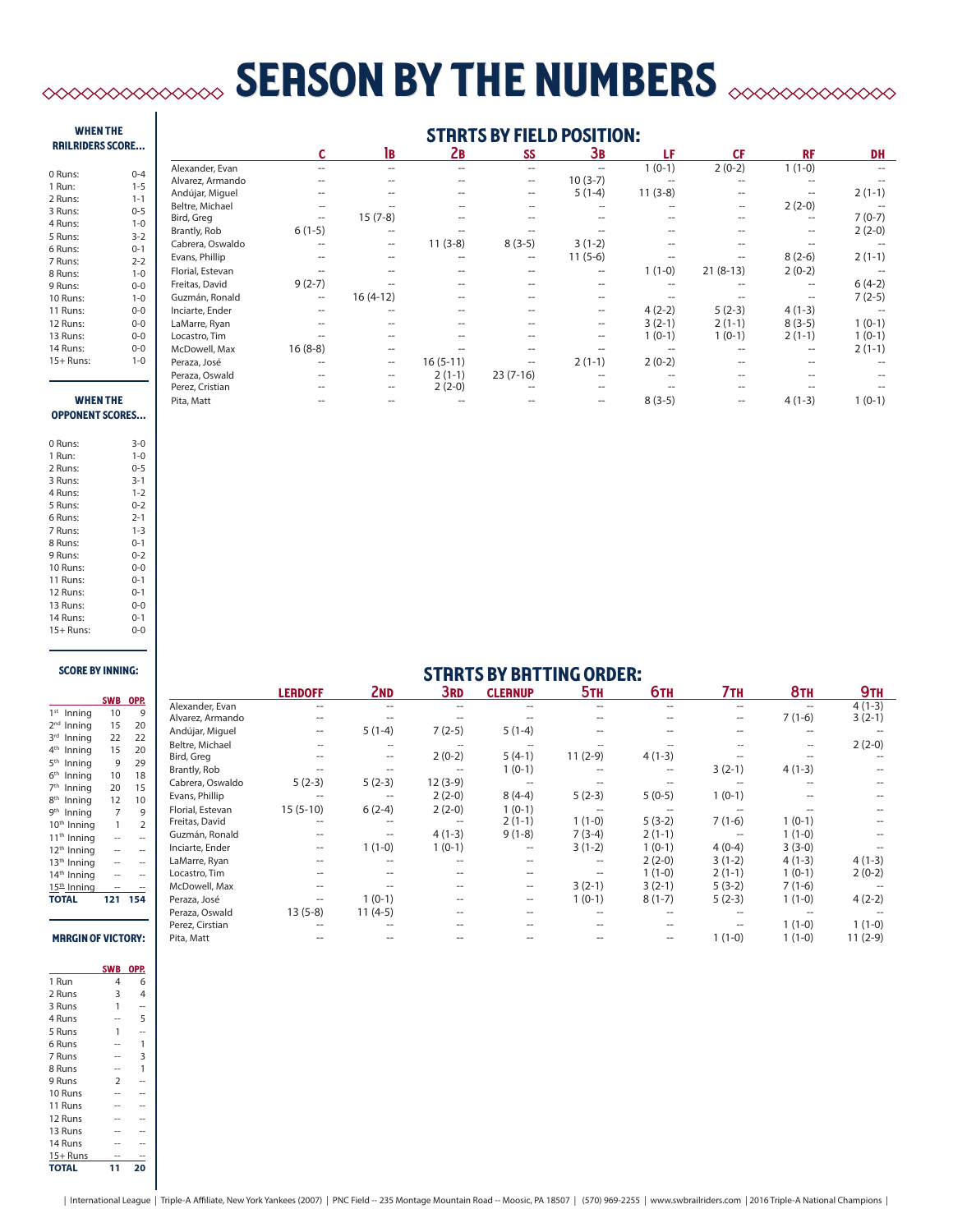# SEASON BY THE NUMBERS

### WHEN THE RAILRIDERS SCORE...

| | |
|---|---|
| 0 Runs: | 0-4 |
| 1 Run: | 1-5 |
| 2 Runs: | 1-1 |
| 3 Runs: | 0-5 |
| 4 Runs: | 1-0 |
| 5 Runs: | 3-2 |
| 6 Runs: | 0-1 |
| 7 Runs: | 2-2 |
| 8 Runs: | 1-0 |
| 9 Runs: | 0-0 |
| 10 Runs: | 1-0 |
| 11 Runs: | 0-0 |
| 12 Runs: | 0-0 |
| 13 Runs: | 0-0 |
| 14 Runs: | 0-0 |
| 15+ Runs: | 1-0 |

### WHEN THE OPPONENT SCORES...

| | |
|---|---|
| 0 Runs: | 3-0 |
| 1 Run: | 1-0 |
| 2 Runs: | 0-5 |
| 3 Runs: | 3-1 |
| 4 Runs: | 1-2 |
| 5 Runs: | 0-2 |
| 6 Runs: | 2-1 |
| 7 Runs: | 1-3 |
| 8 Runs: | 0-1 |
| 9 Runs: | 0-2 |
| 10 Runs: | 0-0 |
| 11 Runs: | 0-1 |
| 12 Runs: | 0-1 |
| 13 Runs: | 0-0 |
| 14 Runs: | 0-1 |
| 15+ Runs: | 0-0 |

### SCORE BY INNING:

| | SWB | OPP. |
|---|---|---|
| 1st Inning | 10 | 9 |
| 2nd Inning | 15 | 20 |
| 3rd Inning | 22 | 22 |
| 4th Inning | 15 | 20 |
| 5th Inning | 9 | 29 |
| 6th Inning | 10 | 18 |
| 7th Inning | 20 | 15 |
| 8th Inning | 12 | 10 |
| 9th Inning | 7 | 9 |
| 10th Inning | 1 | 2 |
| 11th Inning | -- | -- |
| 12th Inning | -- | -- |
| 13th Inning | -- | -- |
| 14th Inning | -- | -- |
| 15th Inning | -- | -- |
| **TOTAL** | **121** | **154** |

### MARGIN OF VICTORY:

| | SWB | OPP. |
|---|---|---|
| 1 Run | 4 | 6 |
| 2 Runs | 3 | 4 |
| 3 Runs | 1 | -- |
| 4 Runs | -- | 5 |
| 5 Runs | 1 | -- |
| 6 Runs | -- | 1 |
| 7 Runs | -- | 3 |
| 8 Runs | -- | 1 |
| 9 Runs | 2 | -- |
| 10 Runs | -- | -- |
| 11 Runs | -- | -- |
| 12 Runs | -- | -- |
| 13 Runs | -- | -- |
| 14 Runs | -- | -- |
| 15+ Runs | -- | -- |
| **TOTAL** | **11** | **20** |

## STARTS BY FIELD POSITION:

| | C | 1B | 2B | SS | 3B | LF | CF | RF | DH |
|---|---|---|---|---|---|---|---|---|---|
| Alexander, Evan | -- | -- | -- | -- | -- | 1 (0-1) | 2 (0-2) | 1 (1-0) | -- |
| Alvarez, Armando | -- | -- | -- | -- | 10 (3-7) | -- | -- | -- | -- |
| Andújar, Miguel | -- | -- | -- | -- | 5 (1-4) | 11 (3-8) | -- | -- | 2 (1-1) |
| Beltre, Michael | -- | -- | -- | -- | -- | -- | -- | 2 (2-0) | -- |
| Bird, Greg | -- | 15 (7-8) | -- | -- | -- | -- | -- | -- | 7 (0-7) |
| Brantly, Rob | 6 (1-5) | -- | -- | -- | -- | -- | -- | -- | 2 (2-0) |
| Cabrera, Oswaldo | -- | -- | 11 (3-8) | 8 (3-5) | 3 (1-2) | -- | -- | -- | -- |
| Evans, Phillip | -- | -- | -- | -- | 11 (5-6) | -- | -- | 8 (2-6) | 2 (1-1) |
| Florial, Estevan | -- | -- | -- | -- | -- | 1 (1-0) | 21 (8-13) | 2 (0-2) | -- |
| Freitas, David | 9 (2-7) | -- | -- | -- | -- | -- | -- | -- | 6 (4-2) |
| Guzmán, Ronald | -- | 16 (4-12) | -- | -- | -- | -- | -- | -- | 7 (2-5) |
| Inciarte, Ender | -- | -- | -- | -- | -- | 4 (2-2) | 5 (2-3) | 4 (1-3) | -- |
| LaMarre, Ryan | -- | -- | -- | -- | -- | 3 (2-1) | 2 (1-1) | 8 (3-5) | 1 (0-1) |
| Locastro, Tim | -- | -- | -- | -- | -- | 1 (0-1) | 1 (0-1) | 2 (1-1) | 1 (0-1) |
| McDowell, Max | 16 (8-8) | -- | -- | -- | -- | -- | -- | -- | 2 (1-1) |
| Peraza, José | -- | -- | 16 (5-11) | -- | 2 (1-1) | 2 (0-2) | -- | -- | -- |
| Peraza, Oswald | -- | -- | 2 (1-1) | 23 (7-16) | -- | -- | -- | -- | -- |
| Perez, Cristian | -- | -- | 2 (2-0) | -- | -- | -- | -- | -- | -- |
| Pita, Matt | -- | -- | -- | -- | -- | 8 (3-5) | -- | 4 (1-3) | 1 (0-1) |

## STARTS BY BATTING ORDER:

| | LEADOFF | 2ND | 3RD | CLEANUP | 5TH | 6TH | 7TH | 8TH | 9TH |
|---|---|---|---|---|---|---|---|---|---|
| Alexander, Evan | -- | -- | -- | -- | -- | -- | -- | -- | 4 (1-3) |
| Alvarez, Armando | -- | -- | -- | -- | -- | -- | -- | 7 (1-6) | 3 (2-1) |
| Andújar, Miguel | -- | 5 (1-4) | 7 (2-5) | 5 (1-4) | -- | -- | -- | -- | -- |
| Beltre, Michael | -- | -- | -- | -- | -- | -- | -- | -- | 2 (2-0) |
| Bird, Greg | -- | -- | 2 (0-2) | 5 (4-1) | 11 (2-9) | 4 (1-3) | -- | -- | -- |
| Brantly, Rob | -- | -- | -- | 1 (0-1) | -- | -- | 3 (2-1) | 4 (1-3) | -- |
| Cabrera, Oswaldo | 5 (2-3) | 5 (2-3) | 12 (3-9) | -- | -- | -- | -- | -- | -- |
| Evans, Phillip | -- | -- | 2 (2-0) | 8 (4-4) | 5 (2-3) | 5 (0-5) | 1 (0-1) | -- | -- |
| Florial, Estevan | 15 (5-10) | 6 (2-4) | 2 (2-0) | 1 (0-1) | -- | -- | -- | -- | -- |
| Freitas, David | -- | -- | -- | 2 (1-1) | 1 (1-0) | 5 (3-2) | 7 (1-6) | 1 (0-1) | -- |
| Guzmán, Ronald | -- | -- | 4 (1-3) | 9 (1-8) | 7 (3-4) | 2 (1-1) | -- | 1 (1-0) | -- |
| Inciarte, Ender | -- | 1 (1-0) | 1 (0-1) | -- | 3 (1-2) | 1 (0-1) | 4 (0-4) | 3 (3-0) | -- |
| LaMarre, Ryan | -- | -- | -- | -- | -- | 2 (2-0) | 3 (1-2) | 4 (1-3) | 4 (1-3) |
| Locastro, Tim | -- | -- | -- | -- | -- | 1 (1-0) | 2 (1-1) | 1 (0-1) | 2 (0-2) |
| McDowell, Max | -- | -- | -- | -- | 3 (2-1) | 3 (2-1) | 5 (3-2) | 7 (1-6) | -- |
| Peraza, José | -- | 1 (0-1) | -- | -- | 1 (0-1) | 8 (1-7) | 5 (2-3) | 1 (1-0) | 4 (2-2) |
| Peraza, Oswald | 13 (5-8) | 11 (4-5) | -- | -- | -- | -- | -- | -- | -- |
| Perez, Cirstian | -- | -- | -- | -- | -- | -- | -- | 1 (1-0) | 1 (1-0) |
| Pita, Matt | -- | -- | -- | -- | -- | -- | 1 (1-0) | 1 (1-0) | 11 (2-9) |

| International League | Triple-A Affiliate, New York Yankees (2007) | PNC Field -- 235 Montage Mountain Road -- Moosic, PA 18507 | (570) 969-2255 | www.swbrailriders.com | 2016 Triple-A National Champions |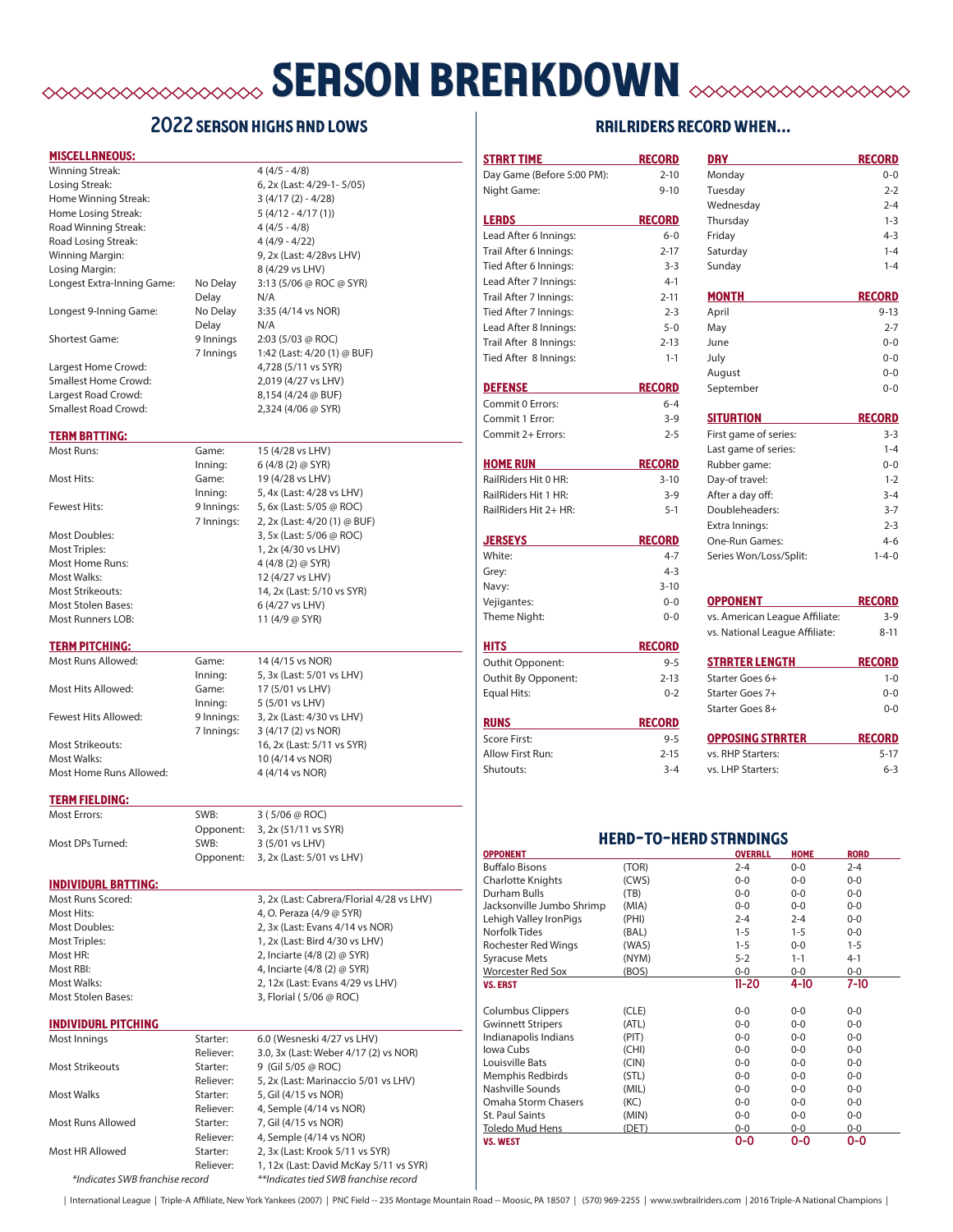# SEASON BREAKDOWN

## 2022 SEASON HIGHS AND LOWS

### MISCELLANEOUS:

| | | |
|---|---|---|
| Winning Streak: | | 4 (4/5 - 4/8) |
| Losing Streak: | | 6, 2x (Last: 4/29-1- 5/05) |
| Home Winning Streak: | | 3 (4/17 (2) - 4/28) |
| Home Losing Streak: | | 5 (4/12 - 4/17 (1)) |
| Road Winning Streak: | | 4 (4/5 - 4/8) |
| Road Losing Streak: | | 4 (4/9 - 4/22) |
| Winning Margin: | | 9, 2x (Last: 4/28vs LHV) |
| Losing Margin: | | 8 (4/29 vs LHV) |
| Longest Extra-Inning Game: | No Delay | 3:13 (5/06 @ ROC @ SYR) |
| | Delay | N/A |
| Longest 9-Inning Game: | No Delay | 3:35 (4/14 vs NOR) |
| | Delay | N/A |
| Shortest Game: | 9 Innings | 2:03 (5/03 @ ROC) |
| | 7 Innings | 1:42 (Last: 4/20 (1) @ BUF) |
| Largest Home Crowd: | | 4,728 (5/11 vs SYR) |
| Smallest Home Crowd: | | 2,019 (4/27 vs LHV) |
| Largest Road Crowd: | | 8,154 (4/24 @ BUF) |
| Smallest Road Crowd: | | 2,324 (4/06 @ SYR) |

### TEAM BATTING:

| | | |
|---|---|---|
| Most Runs: | Game: | 15 (4/28 vs LHV) |
| | Inning: | 6 (4/8 (2) @ SYR) |
| Most Hits: | Game: | 19 (4/28 vs LHV) |
| | Inning: | 5, 4x (Last: 4/28 vs LHV) |
| Fewest Hits: | 9 Innings: | 5, 6x (Last: 5/05 @ ROC) |
| | 7 Innings: | 2, 2x (Last: 4/20 (1) @ BUF) |
| Most Doubles: | | 3, 5x (Last: 5/06 @ ROC) |
| Most Triples: | | 1, 2x (4/30 vs LHV) |
| Most Home Runs: | | 4 (4/8 (2) @ SYR) |
| Most Walks: | | 12 (4/27 vs LHV) |
| Most Strikeouts: | | 14, 2x (Last: 5/10 vs SYR) |
| Most Stolen Bases: | | 6 (4/27 vs LHV) |
| Most Runners LOB: | | 11 (4/9 @ SYR) |

### TEAM PITCHING:

| | | |
|---|---|---|
| Most Runs Allowed: | Game: | 14 (4/15 vs NOR) |
| | Inning: | 5, 3x (Last: 5/01 vs LHV) |
| Most Hits Allowed: | Game: | 17 (5/01 vs LHV) |
| | Inning: | 5 (5/01 vs LHV) |
| Fewest Hits Allowed: | 9 Innings: | 3, 2x (Last: 4/30 vs LHV) |
| | 7 Innings: | 3 (4/17 (2) vs NOR) |
| Most Strikeouts: | | 16, 2x (Last: 5/11 vs SYR) |
| Most Walks: | | 10 (4/14 vs NOR) |
| Most Home Runs Allowed: | | 4 (4/14 vs NOR) |

### TEAM FIELDING:

| | | |
|---|---|---|
| Most Errors: | SWB: | 3 ( 5/06 @ ROC) |
| | Opponent: | 3, 2x (51/11 vs SYR) |
| Most DPs Turned: | SWB: | 3 (5/01 vs LHV) |
| | Opponent: | 3, 2x (Last: 5/01 vs LHV) |

### INDIVIDUAL BATTING:

| | |
|---|---|
| Most Runs Scored: | 3, 2x (Last: Cabrera/Florial 4/28 vs LHV) |
| Most Hits: | 4, O. Peraza (4/9 @ SYR) |
| Most Doubles: | 2, 3x (Last: Evans 4/14 vs NOR) |
| Most Triples: | 1, 2x (Last: Bird 4/30 vs LHV) |
| Most HR: | 2, Inciarte (4/8 (2) @ SYR) |
| Most RBI: | 4, Inciarte (4/8 (2) @ SYR) |
| Most Walks: | 2, 12x (Last: Evans 4/29 vs LHV) |
| Most Stolen Bases: | 3, Florial ( 5/06 @ ROC) |

### INDIVIDUAL PITCHING

| | | |
|---|---|---|
| Most Innings | Starter: | 6.0 (Wesneski 4/27 vs LHV) |
| | Reliever: | 3.0, 3x (Last: Weber 4/17 (2) vs NOR) |
| Most Strikeouts | Starter: | 9 (Gil 5/05 @ ROC) |
| | Reliever: | 5, 2x (Last: Marinaccio 5/01 vs LHV) |
| Most Walks | Starter: | 5, Gil (4/15 vs NOR) |
| | Reliever: | 4, Semple (4/14 vs NOR) |
| Most Runs Allowed | Starter: | 7, Gil (4/15 vs NOR) |
| | Reliever: | 4, Semple (4/14 vs NOR) |
| Most HR Allowed | Starter: | 2, 3x (Last: Krook 5/11 vs SYR) |
| | Reliever: | 1, 12x (Last: David McKay 5/11 vs SYR) |

*Indicates SWB franchise record &nbsp;&nbsp;&nbsp; **Indicates tied SWB franchise record

## RAILRIDERS RECORD WHEN...

| START TIME | RECORD |
|---|---|
| Day Game (Before 5:00 PM): | 2-10 |
| Night Game: | 9-10 |

| LEADS | RECORD |
|---|---|
| Lead After 6 Innings: | 6-0 |
| Trail After 6 Innings: | 2-17 |
| Tied After 6 Innings: | 3-3 |
| Lead After 7 Innings: | 4-1 |
| Trail After 7 Innings: | 2-11 |
| Tied After 7 Innings: | 2-3 |
| Lead After 8 Innings: | 5-0 |
| Trail After 8 Innings: | 2-13 |
| Tied After 8 Innings: | 1-1 |

| DEFENSE | RECORD |
|---|---|
| Commit 0 Errors: | 6-4 |
| Commit 1 Error: | 3-9 |
| Commit 2+ Errors: | 2-5 |

| HOME RUN | RECORD |
|---|---|
| RailRiders Hit 0 HR: | 3-10 |
| RailRiders Hit 1 HR: | 3-9 |
| RailRiders Hit 2+ HR: | 5-1 |

| JERSEYS | RECORD |
|---|---|
| White: | 4-7 |
| Grey: | 4-3 |
| Navy: | 3-10 |
| Vejigantes: | 0-0 |
| Theme Night: | 0-0 |

| HITS | RECORD |
|---|---|
| Outhit Opponent: | 9-5 |
| Outhit By Opponent: | 2-13 |
| Equal Hits: | 0-2 |

| RUNS | RECORD |
|---|---|
| Score First: | 9-5 |
| Allow First Run: | 2-15 |
| Shutouts: | 3-4 |

| DAY | RECORD |
|---|---|
| Monday | 0-0 |
| Tuesday | 2-2 |
| Wednesday | 2-4 |
| Thursday | 1-3 |
| Friday | 4-3 |
| Saturday | 1-4 |
| Sunday | 1-4 |

| MONTH | RECORD |
|---|---|
| April | 9-13 |
| May | 2-7 |
| June | 0-0 |
| July | 0-0 |
| August | 0-0 |
| September | 0-0 |

| SITUATION | RECORD |
|---|---|
| First game of series: | 3-3 |
| Last game of series: | 1-4 |
| Rubber game: | 0-0 |
| Day-of travel: | 1-2 |
| After a day off: | 3-4 |
| Doubleheaders: | 3-7 |
| Extra Innings: | 2-3 |
| One-Run Games: | 4-6 |
| Series Won/Loss/Split: | 1-4-0 |

| OPPONENT | RECORD |
|---|---|
| vs. American League Affiliate: | 3-9 |
| vs. National League Affiliate: | 8-11 |

| STARTER LENGTH | RECORD |
|---|---|
| Starter Goes 6+ | 1-0 |
| Starter Goes 7+ | 0-0 |
| Starter Goes 8+ | 0-0 |

| OPPOSING STARTER | RECORD |
|---|---|
| vs. RHP Starters: | 5-17 |
| vs. LHP Starters: | 6-3 |

## HEAD-TO-HEAD STANDINGS

| OPPONENT | | OVERALL | HOME | ROAD |
|---|---|---|---|---|
| Buffalo Bisons | (TOR) | 2-4 | 0-0 | 2-4 |
| Charlotte Knights | (CWS) | 0-0 | 0-0 | 0-0 |
| Durham Bulls | (TB) | 0-0 | 0-0 | 0-0 |
| Jacksonville Jumbo Shrimp | (MIA) | 0-0 | 0-0 | 0-0 |
| Lehigh Valley IronPigs | (PHI) | 2-4 | 2-4 | 0-0 |
| Norfolk Tides | (BAL) | 1-5 | 1-5 | 0-0 |
| Rochester Red Wings | (WAS) | 1-5 | 0-0 | 1-5 |
| Syracuse Mets | (NYM) | 5-2 | 1-1 | 4-1 |
| Worcester Red Sox | (BOS) | 0-0 | 0-0 | 0-0 |
| **VS. EAST** | | **11-20** | **4-10** | **7-10** |
| Columbus Clippers | (CLE) | 0-0 | 0-0 | 0-0 |
| Gwinnett Stripers | (ATL) | 0-0 | 0-0 | 0-0 |
| Indianapolis Indians | (PIT) | 0-0 | 0-0 | 0-0 |
| Iowa Cubs | (CHI) | 0-0 | 0-0 | 0-0 |
| Louisville Bats | (CIN) | 0-0 | 0-0 | 0-0 |
| Memphis Redbirds | (STL) | 0-0 | 0-0 | 0-0 |
| Nashville Sounds | (MIL) | 0-0 | 0-0 | 0-0 |
| Omaha Storm Chasers | (KC) | 0-0 | 0-0 | 0-0 |
| St. Paul Saints | (MIN) | 0-0 | 0-0 | 0-0 |
| Toledo Mud Hens | (DET) | 0-0 | 0-0 | 0-0 |
| **VS. WEST** | | **0-0** | **0-0** | **0-0** |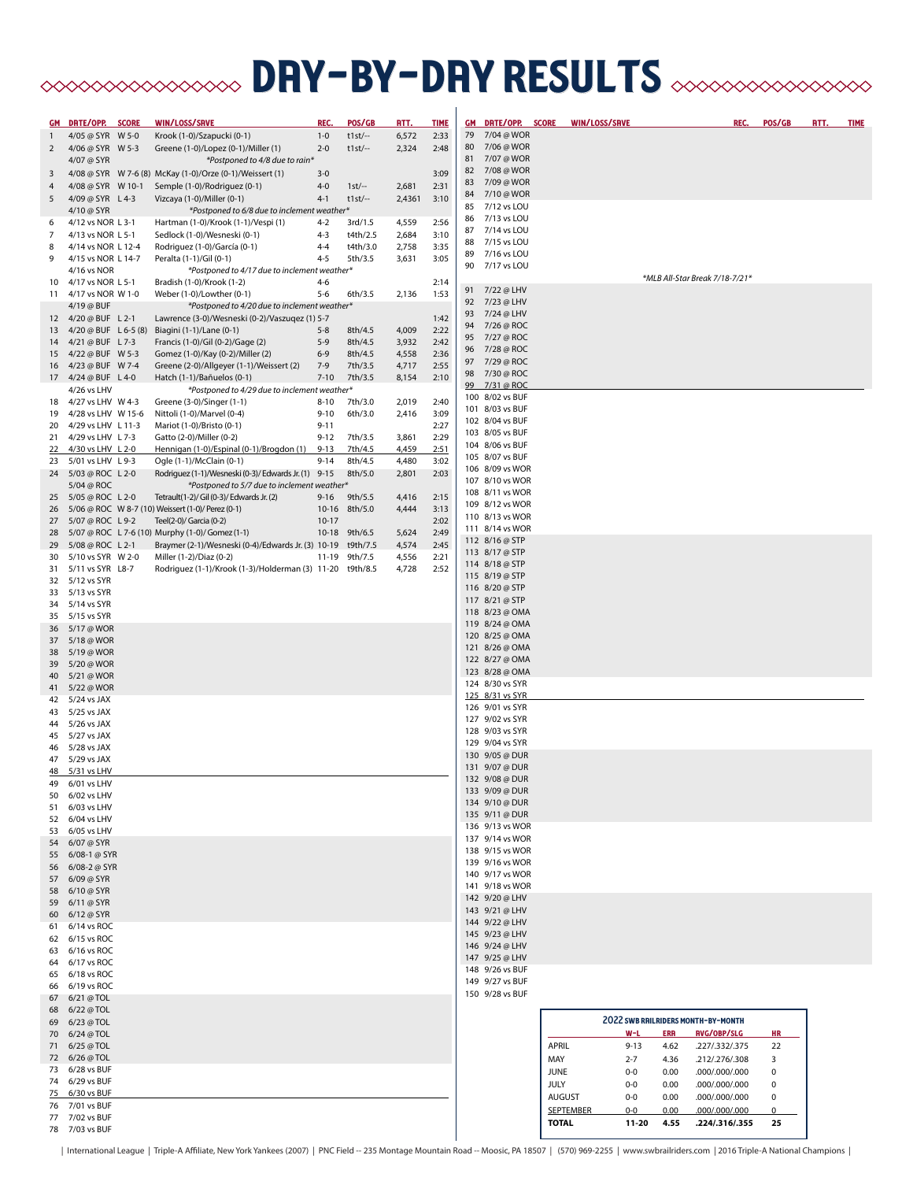# DAY-BY-DAY RESULTS

| GM | DATE/OPP. | SCORE | WIN/LOSS/SAVE | REC. | POS/GB | ATT. | TIME |
|---|---|---|---|---|---|---|---|
| 1 | 4/05 @ SYR | W 5-0 | Krook (1-0)/Szapucki (0-1) | 1-0 | t1st/-- | 6,572 | 2:33 |
| 2 | 4/06 @ SYR | W 5-3 | Greene (1-0)/Lopez (0-1)/Miller (1) | 2-0 | t1st/-- | 2,324 | 2:48 |
| | 4/07 @ SYR | | *Postponed to 4/8 due to rain* | | | | |
| 3 | 4/08 @ SYR | W 7-6 (8) | McKay (1-0)/Orze (0-1)/Weissert (1) | 3-0 | | | 3:09 |
| 4 | 4/08 @ SYR | W 10-1 | Semple (1-0)/Rodriguez (0-1) | 4-0 | 1st/-- | 2,681 | 2:31 |
| 5 | 4/09 @ SYR | L 4-3 | Vizcaya (1-0)/Miller (0-1) | 4-1 | t1st/-- | 2,4361 | 3:10 |
| | 4/10 @ SYR | | *Postponed to 6/8 due to inclement weather* | | | | |
| 6 | 4/12 vs NOR | L 3-1 | Hartman (1-0)/Krook (1-1)/Vespi (1) | 4-2 | 3rd/1.5 | 4,559 | 2:56 |
| 7 | 4/13 vs NOR | L 5-1 | Sedlock (1-0)/Wesneski (0-1) | 4-3 | t4th/2.5 | 2,684 | 3:10 |
| 8 | 4/14 vs NOR | L 12-4 | Rodriguez (1-0)/García (0-1) | 4-4 | t4th/3.0 | 2,758 | 3:35 |
| 9 | 4/15 vs NOR | L 14-7 | Peralta (1-1)/Gil (0-1) | 4-5 | 5th/3.5 | 3,631 | 3:05 |
| | 4/16 vs NOR | | *Postponed to 4/17 due to inclement weather* | | | | |
| 10 | 4/17 vs NOR | L 5-1 | Bradish (1-0)/Krook (1-2) | 4-6 | | | 2:14 |
| 11 | 4/17 vs NOR | W 1-0 | Weber (1-0)/Lowther (0-1) | 5-6 | 6th/3.5 | 2,136 | 1:53 |
| | 4/19 @ BUF | | *Postponed to 4/20 due to inclement weather* | | | | |
| 12 | 4/20 @ BUF | L 2-1 | Lawrence (3-0)/Wesneski (0-2)/Vaszuqez (1) 5-7 | | | | 1:42 |
| 13 | 4/20 @ BUF | L 6-5 (8) | Biagini (1-1)/Lane (0-1) | 5-8 | 8th/4.5 | 4,009 | 2:22 |
| 14 | 4/21 @ BUF | L 7-3 | Francis (1-0)/Gil (0-2)/Gage (2) | 5-9 | 8th/4.5 | 3,932 | 2:42 |
| 15 | 4/22 @ BUF | W 5-3 | Gomez (1-0)/Kay (0-2)/Miller (2) | 6-9 | 8th/4.5 | 4,558 | 2:36 |
| 16 | 4/23 @ BUF | W 7-4 | Greene (2-0)/Allgeyer (1-1)/Weissert (2) | 7-9 | 7th/3.5 | 4,717 | 2:55 |
| 17 | 4/24 @ BUF | L 4-0 | Hatch (1-1)/Bañuelos (0-1) | 7-10 | 7th/3.5 | 8,154 | 2:10 |
| | 4/26 vs LHV | | *Postponed to 4/29 due to inclement weather* | | | | |
| 18 | 4/27 vs LHV | W 4-3 | Greene (3-0)/Singer (1-1) | 8-10 | 7th/3.0 | 2,019 | 2:40 |
| 19 | 4/28 vs LHV | W 15-6 | Nittoli (1-0)/Marvel (0-4) | 9-10 | 6th/3.0 | 2,416 | 3:09 |
| 20 | 4/29 vs LHV | L 11-3 | Mariot (1-0)/Bristo (0-1) | 9-11 | | | 2:27 |
| 21 | 4/29 vs LHV | L 7-3 | Gatto (2-0)/Miller (0-2) | 9-12 | 7th/3.5 | 3,861 | 2:29 |
| 22 | 4/30 vs LHV | L 2-0 | Hennigan (1-0)/Espinal (0-1)/Brogdon (1) | 9-13 | 7th/4.5 | 4,459 | 2:51 |
| 23 | 5/01 vs LHV | L 9-3 | Ogle (1-1)/McClain (0-1) | 9-14 | 8th/4.5 | 4,480 | 3:02 |
| 24 | 5/03 @ ROC | L 2-0 | Rodriguez (1-1)/Wesneski (0-3)/ Edwards Jr. (1) | 9-15 | 8th/5.0 | 2,801 | 2:03 |
| | 5/04 @ ROC | | *Postponed to 5/7 due to inclement weather* | | | | |
| 25 | 5/05 @ ROC | L 2-0 | Tetrault(1-2)/ Gil (0-3)/ Edwards Jr. (2) | 9-16 | 9th/5.5 | 4,416 | 2:15 |
| 26 | 5/06 @ ROC | W 8-7 (10) | Weissert (1-0)/ Perez (0-1) | 10-16 | 8th/5.0 | 4,444 | 3:13 |
| 27 | 5/07 @ ROC | L 9-2 | Teel(2-0)/ Garcia (0-2) | 10-17 | | | 2:02 |
| 28 | 5/07 @ ROC | L 7-6 (10) | Murphy (1-0)/ Gomez (1-1) | 10-18 | 9th/6.5 | 5,624 | 2:49 |
| 29 | 5/08 @ ROC | L 2-1 | Braymer (2-1)/Wesneski (0-4)/Edwards Jr. (3) | 10-19 | t9th/7.5 | 4,574 | 2:45 |
| 30 | 5/10 vs SYR | W 2-0 | Miller (1-2)/Diaz (0-2) | 11-19 | 9th/7.5 | 4,556 | 2:21 |
| 31 | 5/11 vs SYR | L8-7 | Rodriguez (1-1)/Krook (1-3)/Holderman (3) | 11-20 | t9th/8.5 | 4,728 | 2:52 |
| 32 | 5/12 vs SYR | | | | | | |
| 33 | 5/13 vs SYR | | | | | | |
| 34 | 5/14 vs SYR | | | | | | |
| 35 | 5/15 vs SYR | | | | | | |
| 36 | 5/17 @ WOR | | | | | | |
| 37 | 5/18 @ WOR | | | | | | |
| 38 | 5/19 @ WOR | | | | | | |
| 39 | 5/20 @ WOR | | | | | | |
| 40 | 5/21 @ WOR | | | | | | |
| 41 | 5/22 @ WOR | | | | | | |
| 42 | 5/24 vs JAX | | | | | | |
| 43 | 5/25 vs JAX | | | | | | |
| 44 | 5/26 vs JAX | | | | | | |
| 45 | 5/27 vs JAX | | | | | | |
| 46 | 5/28 vs JAX | | | | | | |
| 47 | 5/29 vs JAX | | | | | | |
| 48 | 5/31 vs LHV | | | | | | |
| 49 | 6/01 vs LHV | | | | | | |
| 50 | 6/02 vs LHV | | | | | | |
| 51 | 6/03 vs LHV | | | | | | |
| 52 | 6/04 vs LHV | | | | | | |
| 53 | 6/05 vs LHV | | | | | | |
| 54 | 6/07 @ SYR | | | | | | |
| 55 | 6/08-1 @ SYR | | | | | | |
| 56 | 6/08-2 @ SYR | | | | | | |
| 57 | 6/09 @ SYR | | | | | | |
| 58 | 6/10 @ SYR | | | | | | |
| 59 | 6/11 @ SYR | | | | | | |
| 60 | 6/12 @ SYR | | | | | | |
| 61 | 6/14 vs ROC | | | | | | |
| 62 | 6/15 vs ROC | | | | | | |
| 63 | 6/16 vs ROC | | | | | | |
| 64 | 6/17 vs ROC | | | | | | |
| 65 | 6/18 vs ROC | | | | | | |
| 66 | 6/19 vs ROC | | | | | | |
| 67 | 6/21 @ TOL | | | | | | |
| 68 | 6/22 @ TOL | | | | | | |
| 69 | 6/23 @ TOL | | | | | | |
| 70 | 6/24 @ TOL | | | | | | |
| 71 | 6/25 @ TOL | | | | | | |
| 72 | 6/26 @ TOL | | | | | | |
| 73 | 6/28 vs BUF | | | | | | |
| 74 | 6/29 vs BUF | | | | | | |
| 75 | 6/30 vs BUF | | | | | | |
| 76 | 7/01 vs BUF | | | | | | |
| 77 | 7/02 vs BUF | | | | | | |
| 78 | 7/03 vs BUF | | | | | | |
| 79 | 7/04 @ WOR | | | | | | |
| 80 | 7/06 @ WOR | | | | | | |
| 81 | 7/07 @ WOR | | | | | | |
| 82 | 7/08 @ WOR | | | | | | |
| 83 | 7/09 @ WOR | | | | | | |
| 84 | 7/10 @ WOR | | | | | | |
| 85 | 7/12 vs LOU | | | | | | |
| 86 | 7/13 vs LOU | | | | | | |
| 87 | 7/14 vs LOU | | | | | | |
| 88 | 7/15 vs LOU | | | | | | |
| 89 | 7/16 vs LOU | | | | | | |
| 90 | 7/17 vs LOU | | | | | | |
| | | | *MLB All-Star Break 7/18-7/21* | | | | |
| 91 | 7/22 @ LHV | | | | | | |
| 92 | 7/23 @ LHV | | | | | | |
| 93 | 7/24 @ LHV | | | | | | |
| 94 | 7/26 @ ROC | | | | | | |
| 95 | 7/27 @ ROC | | | | | | |
| 96 | 7/28 @ ROC | | | | | | |
| 97 | 7/29 @ ROC | | | | | | |
| 98 | 7/30 @ ROC | | | | | | |
| 99 | 7/31 @ ROC | | | | | | |
| 100 | 8/02 vs BUF | | | | | | |
| 101 | 8/03 vs BUF | | | | | | |
| 102 | 8/04 vs BUF | | | | | | |
| 103 | 8/05 vs BUF | | | | | | |
| 104 | 8/06 vs BUF | | | | | | |
| 105 | 8/07 vs BUF | | | | | | |
| 106 | 8/09 vs WOR | | | | | | |
| 107 | 8/10 vs WOR | | | | | | |
| 108 | 8/11 vs WOR | | | | | | |
| 109 | 8/12 vs WOR | | | | | | |
| 110 | 8/13 vs WOR | | | | | | |
| 111 | 8/14 vs WOR | | | | | | |
| 112 | 8/16 @ STP | | | | | | |
| 113 | 8/17 @ STP | | | | | | |
| 114 | 8/18 @ STP | | | | | | |
| 115 | 8/19 @ STP | | | | | | |
| 116 | 8/20 @ STP | | | | | | |
| 117 | 8/21 @ STP | | | | | | |
| 118 | 8/23 @ OMA | | | | | | |
| 119 | 8/24 @ OMA | | | | | | |
| 120 | 8/25 @ OMA | | | | | | |
| 121 | 8/26 @ OMA | | | | | | |
| 122 | 8/27 @ OMA | | | | | | |
| 123 | 8/28 @ OMA | | | | | | |
| 124 | 8/30 vs SYR | | | | | | |
| 125 | 8/31 vs SYR | | | | | | |
| 126 | 9/01 vs SYR | | | | | | |
| 127 | 9/02 vs SYR | | | | | | |
| 128 | 9/03 vs SYR | | | | | | |
| 129 | 9/04 vs SYR | | | | | | |
| 130 | 9/05 @ DUR | | | | | | |
| 131 | 9/07 @ DUR | | | | | | |
| 132 | 9/08 @ DUR | | | | | | |
| 133 | 9/09 @ DUR | | | | | | |
| 134 | 9/10 @ DUR | | | | | | |
| 135 | 9/11 @ DUR | | | | | | |
| 136 | 9/13 vs WOR | | | | | | |
| 137 | 9/14 vs WOR | | | | | | |
| 138 | 9/15 vs WOR | | | | | | |
| 139 | 9/16 vs WOR | | | | | | |
| 140 | 9/17 vs WOR | | | | | | |
| 141 | 9/18 vs WOR | | | | | | |
| 142 | 9/20 @ LHV | | | | | | |
| 143 | 9/21 @ LHV | | | | | | |
| 144 | 9/22 @ LHV | | | | | | |
| 145 | 9/23 @ LHV | | | | | | |
| 146 | 9/24 @ LHV | | | | | | |
| 147 | 9/25 @ LHV | | | | | | |
| 148 | 9/26 vs BUF | | | | | | |
| 149 | 9/27 vs BUF | | | | | | |
| 150 | 9/28 vs BUF | | | | | | |

### 2022 SWB RAILRIDERS MONTH-BY-MONTH

| | W-L | ERA | AVG/OBP/SLG | HR |
|---|---|---|---|---|
| APRIL | 9-13 | 4.62 | .227/.332/.375 | 22 |
| MAY | 2-7 | 4.36 | .212/.276/.308 | 3 |
| JUNE | 0-0 | 0.00 | .000/.000/.000 | 0 |
| JULY | 0-0 | 0.00 | .000/.000/.000 | 0 |
| AUGUST | 0-0 | 0.00 | .000/.000/.000 | 0 |
| SEPTEMBER | 0-0 | 0.00 | .000/.000/.000 | 0 |
| **TOTAL** | **11-20** | **4.55** | **.224/.316/.355** | **25** |

| International League | Triple-A Affiliate, New York Yankees (2007) | PNC Field -- 235 Montage Mountain Road -- Moosic, PA 18507 | (570) 969-2255 | www.swbrailriders.com | 2016 Triple-A National Champions |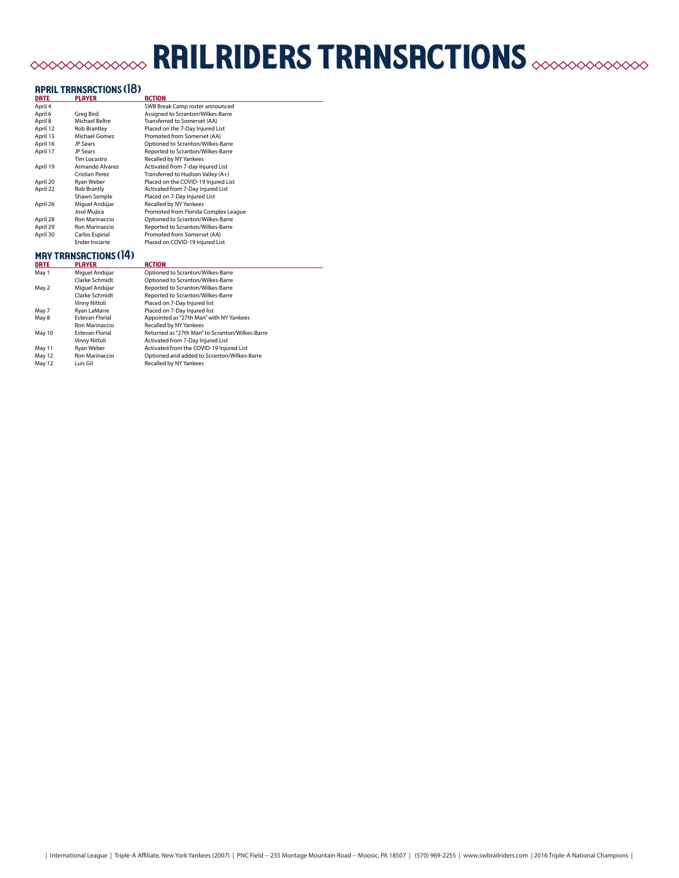# RAILRIDERS TRANSACTIONS

## APRIL TRANSACTIONS (18)

| DATE | PLAYER | ACTION |
|---|---|---|
| April 4 | | SWB Break Camp roster announced |
| April 6 | Greg Bird | Assigned to Scranton/Wilkes-Barre |
| April 8 | Michael Beltre | Transferred to Somerset (AA) |
| April 12 | Rob Brantley | Placed on the 7-Day Injured List |
| April 15 | Michael Gomez | Promoted from Somerset (AA) |
| April 16 | JP Sears | Optioned to Scranton/Wilkes-Barre |
| April 17 | JP Sears | Reported to Scranton/Wilkes-Barre |
| | Tim Locastro | Recalled by NY Yankees |
| April 19 | Armando Alvarez | Activated from 7-day Injured List |
| | Cristian Perez | Transferred to Hudson Valley (A+) |
| April 20 | Ryan Weber | Placed on the COVID-19 Injured List |
| April 22 | Rob Brantly | Activated from 7-Day Injured List |
| | Shawn Semple | Placed on 7-Day Injured List |
| April 26 | Miguel Andújar | Recalled by NY Yankees |
| | José Mujica | Promoted from Florida Complex League |
| April 28 | Ron Marinaccio | Optioned to Scranton/Wilkes-Barre |
| April 29 | Ron Marinaccio | Reported to Scranton/Wilkes-Barre |
| April 30 | Carlos Espinal | Promoted from Somerset (AA) |
| | Ender Inciarte | Placed on COVID-19 Injured List |

## MAY TRANSACTIONS (14)

| DATE | PLAYER | ACTION |
|---|---|---|
| May 1 | Miguel Andújar | Optioned to Scranton/Wilkes-Barre |
| | Clarke Schmidt | Optioned to Scranton/Wilkes-Barre |
| May 2 | Miguel Andújar | Reported to Scranton/Wilkes-Barre |
| | Clarke Schmidt | Reported to Scranton/Wilkes-Barre |
| | Vinny Nittoli | Placed on 7-Day Injured list |
| May 7 | Ryan LaMarre | Placed on 7-Day Injured list |
| May 8 | Estevan Florial | Appointed as "27th Man" with NY Yankees |
| | Ron Marinaccio | Recalled by NY Yankees |
| May 10 | Estevan Florial | Returned as "27th Man" to Scranton/Wilkes-Barre |
| | Vinny Nittoli | Activated from 7-Day Injured List |
| May 11 | Ryan Weber | Activated from the COVID-19 Injured List |
| May 12 | Ron Marinaccio | Optioned and added to Scranton/Wilkes-Barre |
| May 12 | Luis Gil | Recalled by NY Yankees |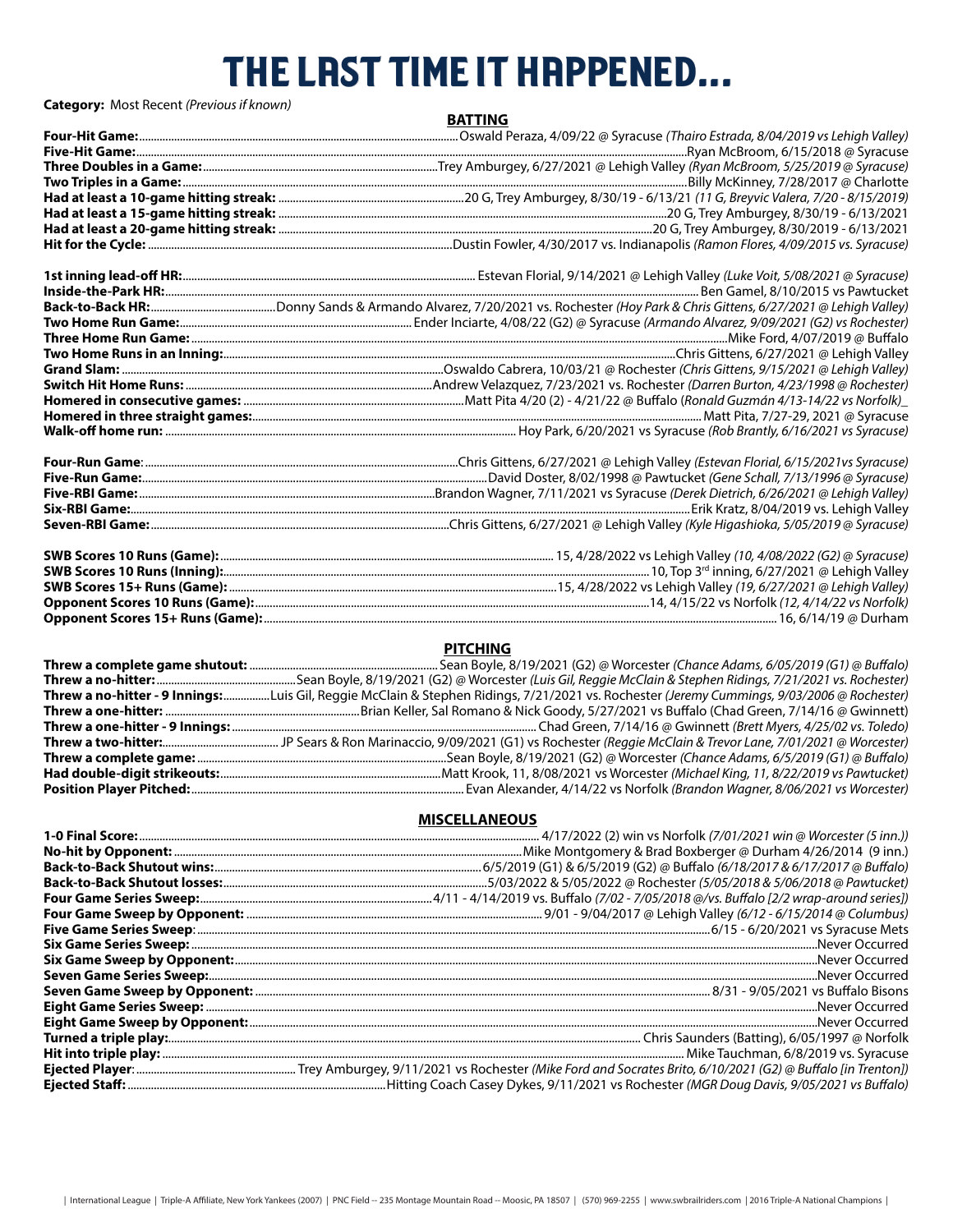# THE LAST TIME IT HAPPENED...

**Category:** Most Recent *(Previous if known)*

## BATTING

**Four-Hit Game:** Oswald Peraza, 4/09/22 @ Syracuse *(Thairo Estrada, 8/04/2019 vs Lehigh Valley)*
**Five-Hit Game:** Ryan McBroom, 6/15/2018 @ Syracuse
**Three Doubles in a Game:** Trey Amburgey, 6/27/2021 @ Lehigh Valley *(Ryan McBroom, 5/25/2019 @ Syracuse)*
**Two Triples in a Game:** Billy McKinney, 7/28/2017 @ Charlotte
**Had at least a 10-game hitting streak:** 20 G, Trey Amburgey, 8/30/19 - 6/13/21 *(11 G, Breyvic Valera, 7/20 - 8/15/2019)*
**Had at least a 15-game hitting streak:** 20 G, Trey Amburgey, 8/30/19 - 6/13/2021
**Had at least a 20-game hitting streak:** 20 G, Trey Amburgey, 8/30/2019 - 6/13/2021
**Hit for the Cycle:** Dustin Fowler, 4/30/2017 vs. Indianapolis *(Ramon Flores, 4/09/2015 vs. Syracuse)*

**1st inning lead-off HR:** Estevan Florial, 9/14/2021 @ Lehigh Valley *(Luke Voit, 5/08/2021 @ Syracuse)*
**Inside-the-Park HR:** Ben Gamel, 8/10/2015 vs Pawtucket
**Back-to-Back HR:** Donny Sands & Armando Alvarez, 7/20/2021 vs. Rochester *(Hoy Park & Chris Gittens, 6/27/2021 @ Lehigh Valley)*
**Two Home Run Game:** Ender Inciarte, 4/08/22 (G2) @ Syracuse *(Armando Alvarez, 9/09/2021 (G2) vs Rochester)*
**Three Home Run Game:** Mike Ford, 4/07/2019 @ Buffalo
**Two Home Runs in an Inning:** Chris Gittens, 6/27/2021 @ Lehigh Valley
**Grand Slam:** Oswaldo Cabrera, 10/03/21 @ Rochester *(Chris Gittens, 9/15/2021 @ Lehigh Valley)*
**Switch Hit Home Runs:** Andrew Velazquez, 7/23/2021 vs. Rochester *(Darren Burton, 4/23/1998 @ Rochester)*
**Homered in consecutive games:** Matt Pita 4/20 (2) - 4/21/22 @ Buffalo (*Ronald Guzmán 4/13-14/22 vs Norfolk)*_
**Homered in three straight games:** Matt Pita, 7/27-29, 2021 @ Syracuse
**Walk-off home run:** Hoy Park, 6/20/2021 vs Syracuse *(Rob Brantly, 6/16/2021 vs Syracuse)*

**Four-Run Game**: Chris Gittens, 6/27/2021 @ Lehigh Valley *(Estevan Florial, 6/15/2021vs Syracuse)*
**Five-Run Game:** David Doster, 8/02/1998 @ Pawtucket *(Gene Schall, 7/13/1996 @ Syracuse)*
**Five-RBI Game:** Brandon Wagner, 7/11/2021 vs Syracuse *(Derek Dietrich, 6/26/2021 @ Lehigh Valley)*
**Six-RBI Game:** Erik Kratz, 8/04/2019 vs. Lehigh Valley
**Seven-RBI Game:** Chris Gittens, 6/27/2021 @ Lehigh Valley *(Kyle Higashioka, 5/05/2019 @ Syracuse)*

**SWB Scores 10 Runs (Game):** 15, 4/28/2022 vs Lehigh Valley *(10, 4/08/2022 (G2) @ Syracuse)*
**SWB Scores 10 Runs (Inning):** 10, Top 3rd inning, 6/27/2021 @ Lehigh Valley
**SWB Scores 15+ Runs (Game):** 15, 4/28/2022 vs Lehigh Valley *(19, 6/27/2021 @ Lehigh Valley)*
**Opponent Scores 10 Runs (Game):** 14, 4/15/22 vs Norfolk *(12, 4/14/22 vs Norfolk)*
**Opponent Scores 15+ Runs (Game):** 16, 6/14/19 @ Durham

## PITCHING

**Threw a complete game shutout:** Sean Boyle, 8/19/2021 (G2) @ Worcester *(Chance Adams, 6/05/2019 (G1) @ Buffalo)*
**Threw a no-hitter:** Sean Boyle, 8/19/2021 (G2) @ Worcester *(Luis Gil, Reggie McClain & Stephen Ridings, 7/21/2021 vs. Rochester)*
**Threw a no-hitter - 9 Innings:** Luis Gil, Reggie McClain & Stephen Ridings, 7/21/2021 vs. Rochester *(Jeremy Cummings, 9/03/2006 @ Pawtucket)*
**Threw a one-hitter:** Brian Keller, Sal Romano & Nick Goody, 5/27/2021 vs Buffalo (Chad Green, 7/14/16 @ Gwinnett)
**Threw a one-hitter - 9 Innings:** Chad Green, 7/14/16 @ Gwinnett *(Brett Myers, 4/25/02 vs. Toledo)*
**Threw a two-hitter:** JP Sears & Ron Marinaccio, 9/09/2021 (G1) vs Rochester *(Reggie McClain & Trevor Lane, 7/01/2021 @ Worcester)*
**Threw a complete game:** Sean Boyle, 8/19/2021 (G2) @ Worcester *(Chance Adams, 6/5/2019 (G1) @ Buffalo)*
**Had double-digit strikeouts:** Matt Krook, 11, 8/08/2021 vs Worcester *(Michael King, 11, 8/22/2019 vs Pawtucket)*
**Position Player Pitched:** Evan Alexander, 4/14/22 vs Norfolk *(Brandon Wagner, 8/06/2021 vs Worcester)*

## MISCELLANEOUS

**1-0 Final Score:** 4/17/2022 (2) win vs Norfolk *(7/01/2021 win @ Worcester (5 inn.))*
**No-hit by Opponent:** Mike Montgomery & Brad Boxberger @ Durham 4/26/2014 (9 inn.)
**Back-to-Back Shutout wins:** 6/5/2019 (G1) & 6/5/2019 (G2) @ Buffalo *(6/18/2017 & 6/17/2017 @ Buffalo)*
**Back-to-Back Shutout losses:** 5/03/2022 & 5/05/2022 @ Rochester *(5/05/2018 & 5/06/2018 @ Pawtucket)*
**Four Game Series Sweep:** 4/11 - 4/14/2019 vs. Buffalo *(7/02 - 7/05/2018 @/vs. Buffalo [2/2 wrap-around series])*
**Four Game Sweep by Opponent:** 9/01 - 9/04/2017 @ Lehigh Valley *(6/12 - 6/15/2014 @ Columbus)*
**Five Game Series Sweep**: 6/15 - 6/20/2021 vs Syracuse Mets
**Six Game Series Sweep:** Never Occurred
**Six Game Sweep by Opponent:** Never Occurred
**Seven Game Series Sweep:** Never Occurred
**Seven Game Sweep by Opponent:** 8/31 - 9/05/2021 vs Buffalo Bisons
**Eight Game Series Sweep:** Never Occurred
**Eight Game Sweep by Opponent:** Never Occurred
**Turned a triple play:** Chris Saunders (Batting), 6/05/1997 @ Norfolk
**Hit into triple play:** Mike Tauchman, 6/8/2019 vs. Syracuse
**Ejected Player**: Trey Amburgey, 9/11/2021 vs Rochester *(Mike Ford and Socrates Brito, 6/10/2021 (G2) @ Buffalo [in Trenton])*
**Ejected Staff:** Hitting Coach Casey Dykes, 9/11/2021 vs Rochester *(MGR Doug Davis, 9/05/2021 vs Buffalo)*